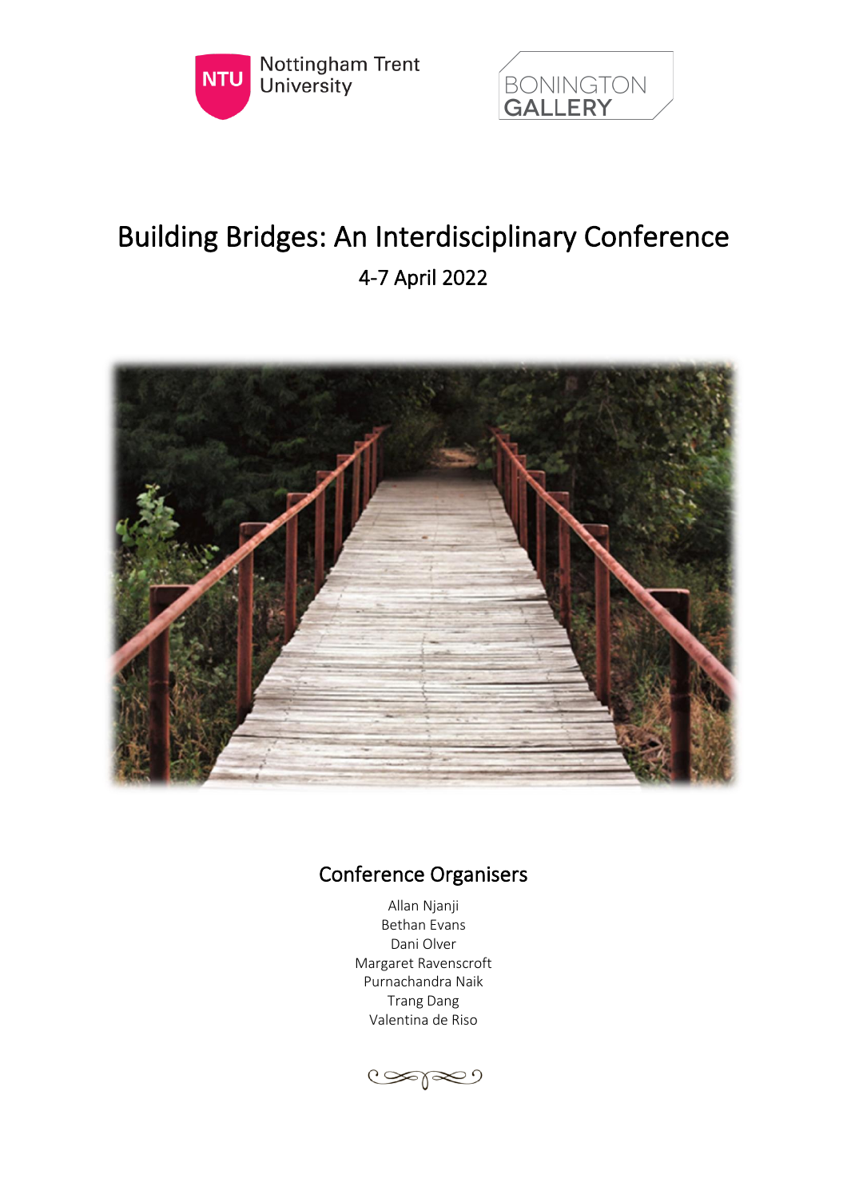Nottingham Trent University

BONINGTON GALLERY

# Building Bridges: An Interdisciplinary Conference

4-7 April 2022

## Conference Organisers

Allan Njanji
Bethan Evans
Dani Olver
Margaret Ravenscroft
Purnachandra Naik
Trang Dang
Valentina de Riso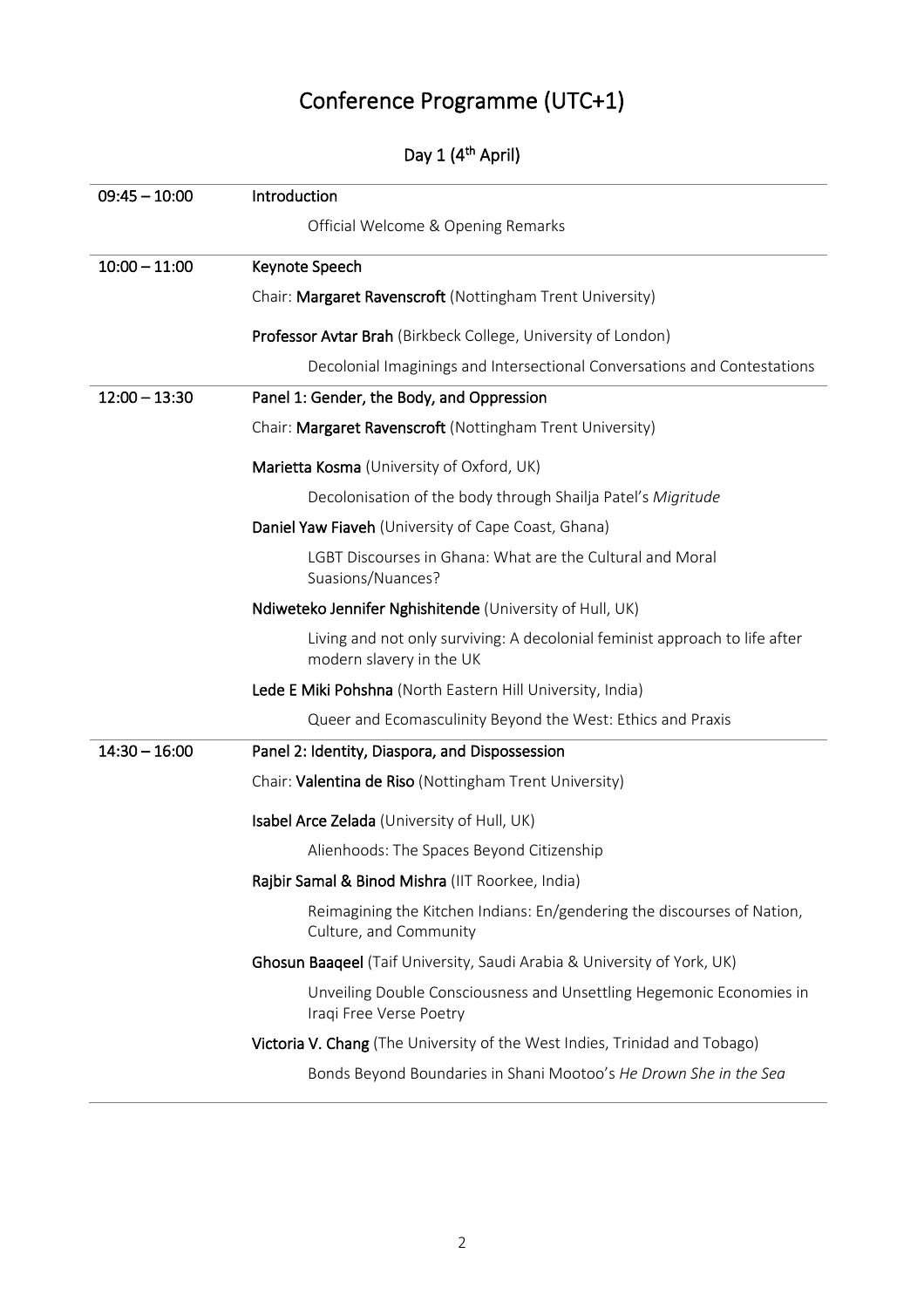# Conference Programme (UTC+1)

## Day 1 (4th April)

| | |
|---|---|
| 09:45 – 10:00 | **Introduction**<br>Official Welcome & Opening Remarks |
| 10:00 – 11:00 | **Keynote Speech**<br>Chair: **Margaret Ravenscroft** (Nottingham Trent University)<br>**Professor Avtar Brah** (Birkbeck College, University of London)<br>Decolonial Imaginings and Intersectional Conversations and Contestations |
| 12:00 – 13:30 | **Panel 1: Gender, the Body, and Oppression**<br>Chair: **Margaret Ravenscroft** (Nottingham Trent University)<br>**Marietta Kosma** (University of Oxford, UK)<br>Decolonisation of the body through Shailja Patel's *Migritude*<br>**Daniel Yaw Fiaveh** (University of Cape Coast, Ghana)<br>LGBT Discourses in Ghana: What are the Cultural and Moral Suasions/Nuances?<br>**Ndiweteko Jennifer Nghishitende** (University of Hull, UK)<br>Living and not only surviving: A decolonial feminist approach to life after modern slavery in the UK<br>**Lede E Miki Pohshna** (North Eastern Hill University, India)<br>Queer and Ecomasculinity Beyond the West: Ethics and Praxis |
| 14:30 – 16:00 | **Panel 2: Identity, Diaspora, and Dispossession**<br>Chair: **Valentina de Riso** (Nottingham Trent University)<br>**Isabel Arce Zelada** (University of Hull, UK)<br>Alienhoods: The Spaces Beyond Citizenship<br>**Rajbir Samal & Binod Mishra** (IIT Roorkee, India)<br>Reimagining the Kitchen Indians: En/gendering the discourses of Nation, Culture, and Community<br>**Ghosun Baaqeel** (Taif University, Saudi Arabia & University of York, UK)<br>Unveiling Double Consciousness and Unsettling Hegemonic Economies in Iraqi Free Verse Poetry<br>**Victoria V. Chang** (The University of the West Indies, Trinidad and Tobago)<br>Bonds Beyond Boundaries in Shani Mootoo's *He Drown She in the Sea* |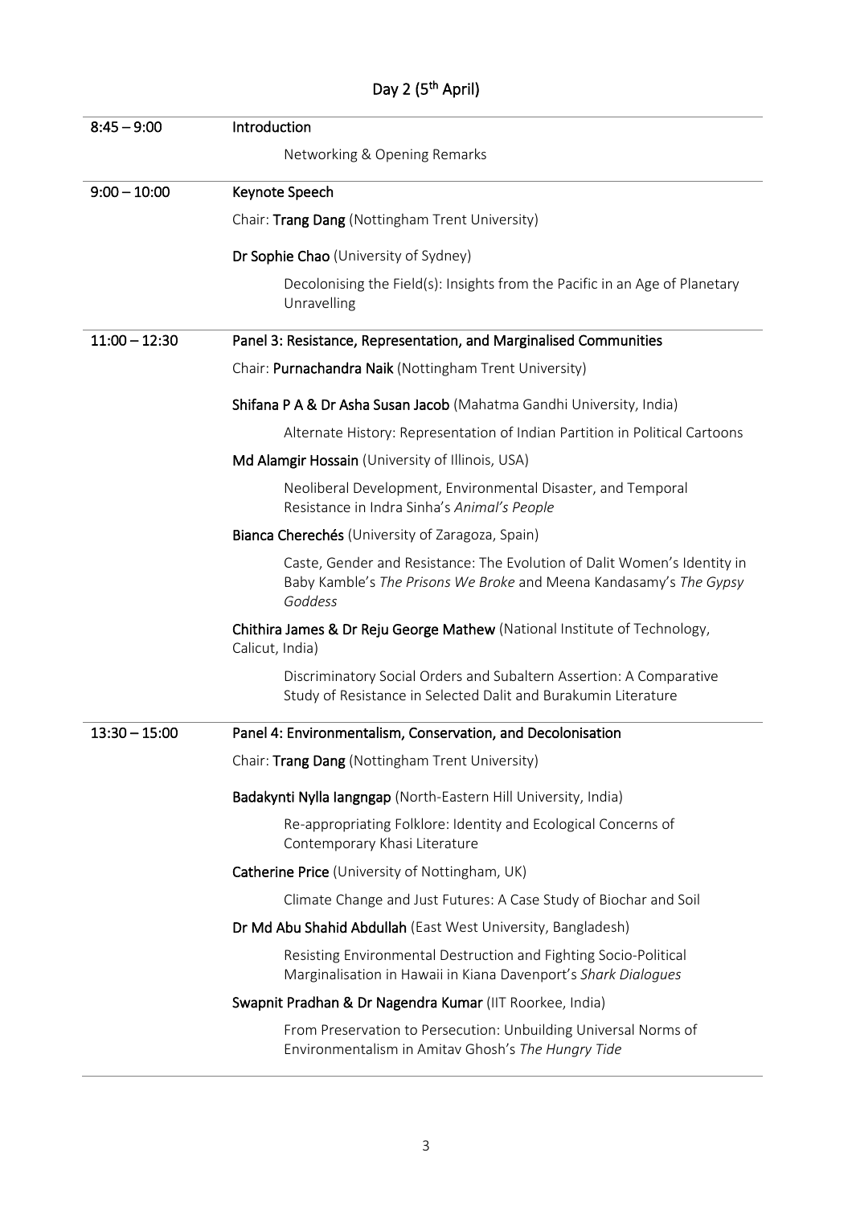# Day 2 (5th April)

| | |
|---|---|
| 8:45 – 9:00 | **Introduction** |
| | Networking & Opening Remarks |
| 9:00 – 10:00 | **Keynote Speech** |
| | Chair: **Trang Dang** (Nottingham Trent University) |
| | **Dr Sophie Chao** (University of Sydney) |
| | Decolonising the Field(s): Insights from the Pacific in an Age of Planetary Unravelling |
| 11:00 – 12:30 | **Panel 3: Resistance, Representation, and Marginalised Communities** |
| | Chair: **Purnachandra Naik** (Nottingham Trent University) |
| | **Shifana P A & Dr Asha Susan Jacob** (Mahatma Gandhi University, India) |
| | Alternate History: Representation of Indian Partition in Political Cartoons |
| | **Md Alamgir Hossain** (University of Illinois, USA) |
| | Neoliberal Development, Environmental Disaster, and Temporal Resistance in Indra Sinha's *Animal's People* |
| | **Bianca Cherechés** (University of Zaragoza, Spain) |
| | Caste, Gender and Resistance: The Evolution of Dalit Women's Identity in Baby Kamble's *The Prisons We Broke* and Meena Kandasamy's *The Gypsy Goddess* |
| | **Chithira James & Dr Reju George Mathew** (National Institute of Technology, Calicut, India) |
| | Discriminatory Social Orders and Subaltern Assertion: A Comparative Study of Resistance in Selected Dalit and Burakumin Literature |
| 13:30 – 15:00 | **Panel 4: Environmentalism, Conservation, and Decolonisation** |
| | Chair: **Trang Dang** (Nottingham Trent University) |
| | **Badakynti Nylla Iangngap** (North-Eastern Hill University, India) |
| | Re-appropriating Folklore: Identity and Ecological Concerns of Contemporary Khasi Literature |
| | **Catherine Price** (University of Nottingham, UK) |
| | Climate Change and Just Futures: A Case Study of Biochar and Soil |
| | **Dr Md Abu Shahid Abdullah** (East West University, Bangladesh) |
| | Resisting Environmental Destruction and Fighting Socio-Political Marginalisation in Hawaii in Kiana Davenport's *Shark Dialogues* |
| | **Swapnit Pradhan & Dr Nagendra Kumar** (IIT Roorkee, India) |
| | From Preservation to Persecution: Unbuilding Universal Norms of Environmentalism in Amitav Ghosh's *The Hungry Tide* |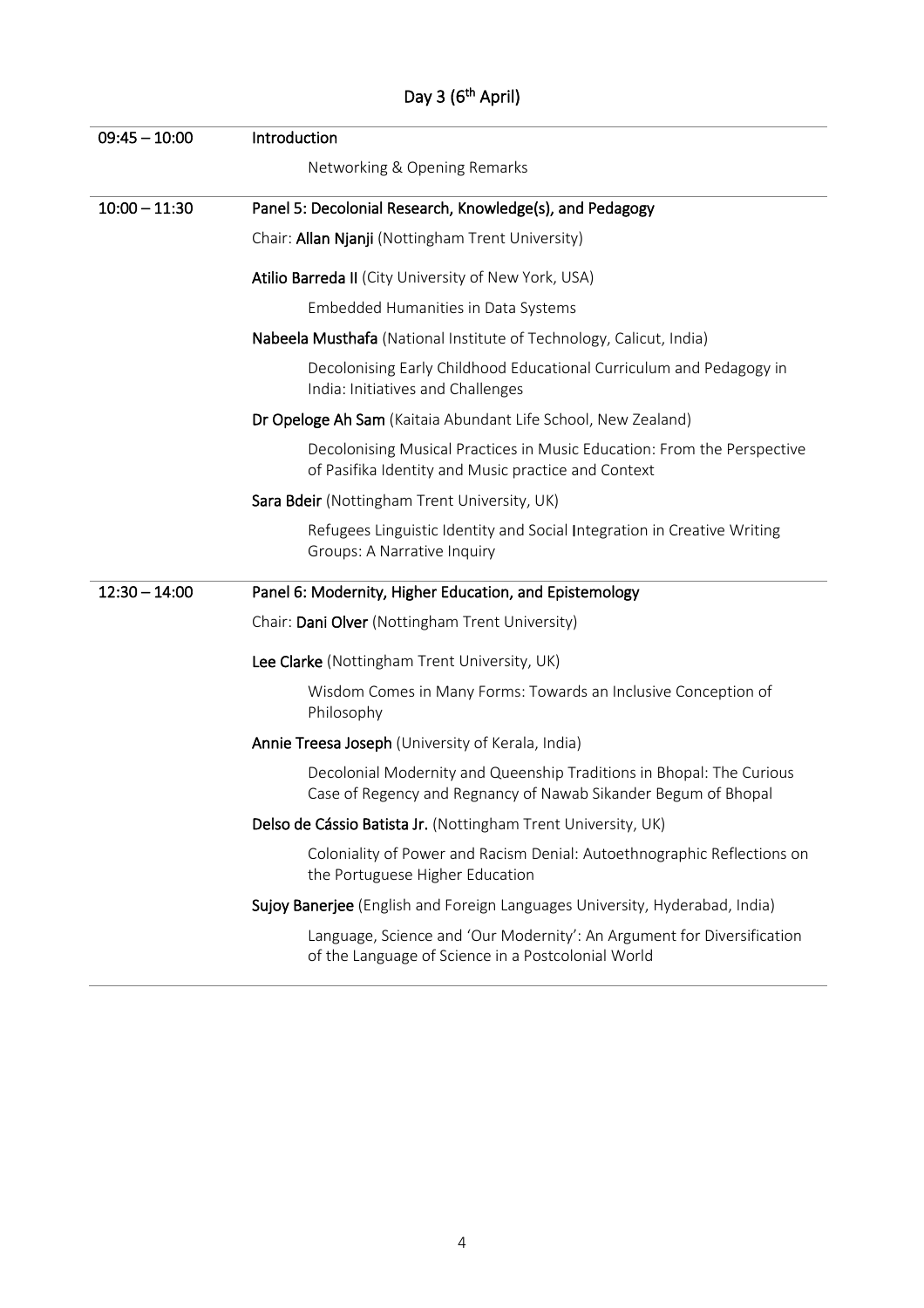## Day 3 (6th April)

**09:45 – 10:00** **Introduction**

Networking & Opening Remarks

**10:00 – 11:30** **Panel 5: Decolonial Research, Knowledge(s), and Pedagogy**

Chair: **Allan Njanji** (Nottingham Trent University)

**Atilio Barreda II** (City University of New York, USA)

Embedded Humanities in Data Systems

**Nabeela Musthafa** (National Institute of Technology, Calicut, India)

Decolonising Early Childhood Educational Curriculum and Pedagogy in India: Initiatives and Challenges

**Dr Opeloge Ah Sam** (Kaitaia Abundant Life School, New Zealand)

Decolonising Musical Practices in Music Education: From the Perspective of Pasifika Identity and Music practice and Context

**Sara Bdeir** (Nottingham Trent University, UK)

Refugees Linguistic Identity and Social Integration in Creative Writing Groups: A Narrative Inquiry

**12:30 – 14:00** **Panel 6: Modernity, Higher Education, and Epistemology**

Chair: **Dani Olver** (Nottingham Trent University)

**Lee Clarke** (Nottingham Trent University, UK)

Wisdom Comes in Many Forms: Towards an Inclusive Conception of Philosophy

**Annie Treesa Joseph** (University of Kerala, India)

Decolonial Modernity and Queenship Traditions in Bhopal: The Curious Case of Regency and Regnancy of Nawab Sikander Begum of Bhopal

**Delso de Cássio Batista Jr.** (Nottingham Trent University, UK)

Coloniality of Power and Racism Denial: Autoethnographic Reflections on the Portuguese Higher Education

**Sujoy Banerjee** (English and Foreign Languages University, Hyderabad, India)

Language, Science and 'Our Modernity': An Argument for Diversification of the Language of Science in a Postcolonial World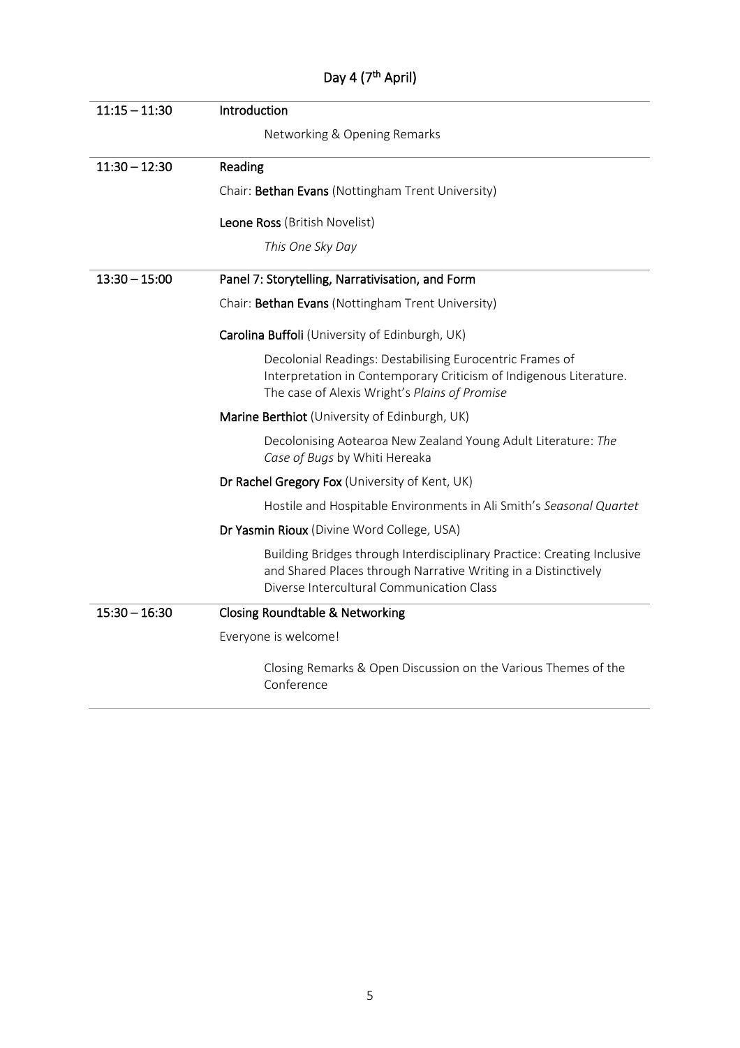## Day 4 (7th April)

| | |
|---|---|
| 11:15 – 11:30 | **Introduction**<br>Networking & Opening Remarks |
| 11:30 – 12:30 | **Reading**<br>Chair: **Bethan Evans** (Nottingham Trent University)<br>**Leone Ross** (British Novelist)<br>*This One Sky Day* |
| 13:30 – 15:00 | **Panel 7: Storytelling, Narrativisation, and Form**<br>Chair: **Bethan Evans** (Nottingham Trent University)<br>**Carolina Buffoli** (University of Edinburgh, UK)<br>Decolonial Readings: Destabilising Eurocentric Frames of Interpretation in Contemporary Criticism of Indigenous Literature. The case of Alexis Wright's *Plains of Promise*<br>**Marine Berthiot** (University of Edinburgh, UK)<br>Decolonising Aotearoa New Zealand Young Adult Literature: *The Case of Bugs* by Whiti Hereaka<br>**Dr Rachel Gregory Fox** (University of Kent, UK)<br>Hostile and Hospitable Environments in Ali Smith's *Seasonal Quartet*<br>**Dr Yasmin Rioux** (Divine Word College, USA)<br>Building Bridges through Interdisciplinary Practice: Creating Inclusive and Shared Places through Narrative Writing in a Distinctively Diverse Intercultural Communication Class |
| 15:30 – 16:30 | **Closing Roundtable & Networking**<br>Everyone is welcome!<br>Closing Remarks & Open Discussion on the Various Themes of the Conference |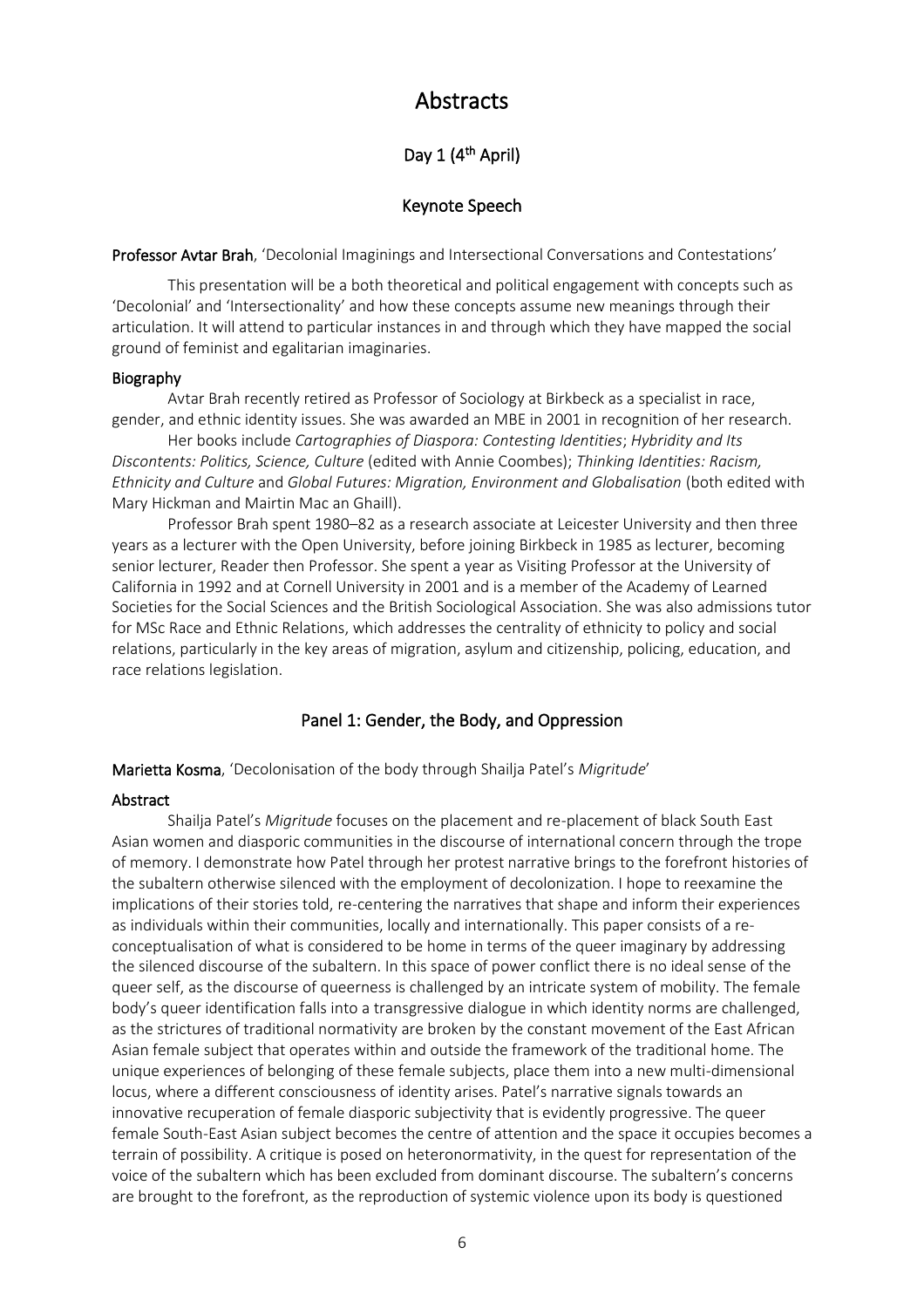# Abstracts

## Day 1 (4th April)

### Keynote Speech

**Professor Avtar Brah**, 'Decolonial Imaginings and Intersectional Conversations and Contestations'

This presentation will be a both theoretical and political engagement with concepts such as 'Decolonial' and 'Intersectionality' and how these concepts assume new meanings through their articulation. It will attend to particular instances in and through which they have mapped the social ground of feminist and egalitarian imaginaries.

**Biography**

Avtar Brah recently retired as Professor of Sociology at Birkbeck as a specialist in race, gender, and ethnic identity issues. She was awarded an MBE in 2001 in recognition of her research.

Her books include *Cartographies of Diaspora: Contesting Identities*; *Hybridity and Its Discontents: Politics, Science, Culture* (edited with Annie Coombes); *Thinking Identities: Racism, Ethnicity and Culture* and *Global Futures: Migration, Environment and Globalisation* (both edited with Mary Hickman and Mairtin Mac an Ghaill).

Professor Brah spent 1980–82 as a research associate at Leicester University and then three years as a lecturer with the Open University, before joining Birkbeck in 1985 as lecturer, becoming senior lecturer, Reader then Professor. She spent a year as Visiting Professor at the University of California in 1992 and at Cornell University in 2001 and is a member of the Academy of Learned Societies for the Social Sciences and the British Sociological Association. She was also admissions tutor for MSc Race and Ethnic Relations, which addresses the centrality of ethnicity to policy and social relations, particularly in the key areas of migration, asylum and citizenship, policing, education, and race relations legislation.

### Panel 1: Gender, the Body, and Oppression

**Marietta Kosma**, 'Decolonisation of the body through Shailja Patel's *Migritude*'

**Abstract**

Shailja Patel's *Migritude* focuses on the placement and re-placement of black South East Asian women and diasporic communities in the discourse of international concern through the trope of memory. I demonstrate how Patel through her protest narrative brings to the forefront histories of the subaltern otherwise silenced with the employment of decolonization. I hope to reexamine the implications of their stories told, re-centering the narratives that shape and inform their experiences as individuals within their communities, locally and internationally. This paper consists of a re-conceptualisation of what is considered to be home in terms of the queer imaginary by addressing the silenced discourse of the subaltern. In this space of power conflict there is no ideal sense of the queer self, as the discourse of queerness is challenged by an intricate system of mobility. The female body's queer identification falls into a transgressive dialogue in which identity norms are challenged, as the strictures of traditional normativity are broken by the constant movement of the East African Asian female subject that operates within and outside the framework of the traditional home. The unique experiences of belonging of these female subjects, place them into a new multi-dimensional locus, where a different consciousness of identity arises. Patel's narrative signals towards an innovative recuperation of female diasporic subjectivity that is evidently progressive. The queer female South-East Asian subject becomes the centre of attention and the space it occupies becomes a terrain of possibility. A critique is posed on heteronormativity, in the quest for representation of the voice of the subaltern which has been excluded from dominant discourse. The subaltern's concerns are brought to the forefront, as the reproduction of systemic violence upon its body is questioned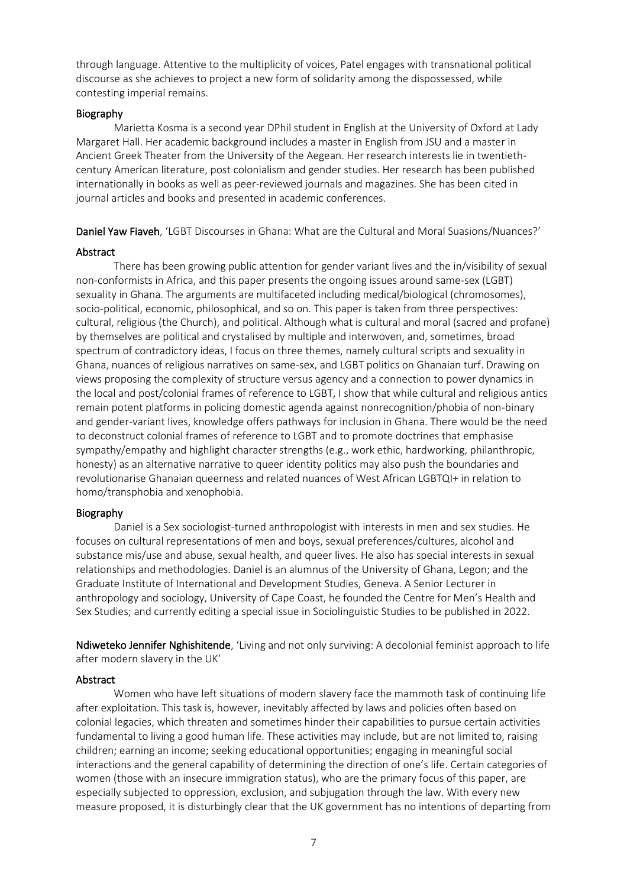through language. Attentive to the multiplicity of voices, Patel engages with transnational political discourse as she achieves to project a new form of solidarity among the dispossessed, while contesting imperial remains.

### Biography

Marietta Kosma is a second year DPhil student in English at the University of Oxford at Lady Margaret Hall. Her academic background includes a master in English from JSU and a master in Ancient Greek Theater from the University of the Aegean. Her research interests lie in twentieth-century American literature, post colonialism and gender studies. Her research has been published internationally in books as well as peer-reviewed journals and magazines. She has been cited in journal articles and books and presented in academic conferences.

**Daniel Yaw Fiaveh**, 'LGBT Discourses in Ghana: What are the Cultural and Moral Suasions/Nuances?'

### Abstract

There has been growing public attention for gender variant lives and the in/visibility of sexual non-conformists in Africa, and this paper presents the ongoing issues around same-sex (LGBT) sexuality in Ghana. The arguments are multifaceted including medical/biological (chromosomes), socio-political, economic, philosophical, and so on. This paper is taken from three perspectives: cultural, religious (the Church), and political. Although what is cultural and moral (sacred and profane) by themselves are political and crystalised by multiple and interwoven, and, sometimes, broad spectrum of contradictory ideas, I focus on three themes, namely cultural scripts and sexuality in Ghana, nuances of religious narratives on same-sex, and LGBT politics on Ghanaian turf. Drawing on views proposing the complexity of structure versus agency and a connection to power dynamics in the local and post/colonial frames of reference to LGBT, I show that while cultural and religious antics remain potent platforms in policing domestic agenda against nonrecognition/phobia of non-binary and gender-variant lives, knowledge offers pathways for inclusion in Ghana. There would be the need to deconstruct colonial frames of reference to LGBT and to promote doctrines that emphasise sympathy/empathy and highlight character strengths (e.g., work ethic, hardworking, philanthropic, honesty) as an alternative narrative to queer identity politics may also push the boundaries and revolutionarise Ghanaian queerness and related nuances of West African LGBTQI+ in relation to homo/transphobia and xenophobia.

### Biography

Daniel is a Sex sociologist-turned anthropologist with interests in men and sex studies. He focuses on cultural representations of men and boys, sexual preferences/cultures, alcohol and substance mis/use and abuse, sexual health, and queer lives. He also has special interests in sexual relationships and methodologies. Daniel is an alumnus of the University of Ghana, Legon; and the Graduate Institute of International and Development Studies, Geneva. A Senior Lecturer in anthropology and sociology, University of Cape Coast, he founded the Centre for Men's Health and Sex Studies; and currently editing a special issue in Sociolinguistic Studies to be published in 2022.

**Ndiweteko Jennifer Nghishitende**, 'Living and not only surviving: A decolonial feminist approach to life after modern slavery in the UK'

### Abstract

Women who have left situations of modern slavery face the mammoth task of continuing life after exploitation. This task is, however, inevitably affected by laws and policies often based on colonial legacies, which threaten and sometimes hinder their capabilities to pursue certain activities fundamental to living a good human life. These activities may include, but are not limited to, raising children; earning an income; seeking educational opportunities; engaging in meaningful social interactions and the general capability of determining the direction of one's life. Certain categories of women (those with an insecure immigration status), who are the primary focus of this paper, are especially subjected to oppression, exclusion, and subjugation through the law. With every new measure proposed, it is disturbingly clear that the UK government has no intentions of departing from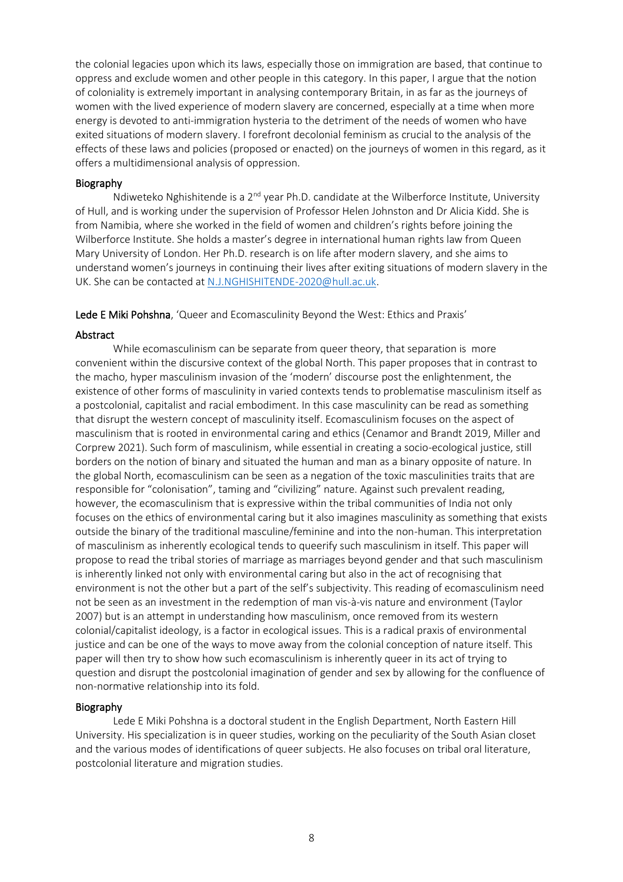the colonial legacies upon which its laws, especially those on immigration are based, that continue to oppress and exclude women and other people in this category. In this paper, I argue that the notion of coloniality is extremely important in analysing contemporary Britain, in as far as the journeys of women with the lived experience of modern slavery are concerned, especially at a time when more energy is devoted to anti-immigration hysteria to the detriment of the needs of women who have exited situations of modern slavery. I forefront decolonial feminism as crucial to the analysis of the effects of these laws and policies (proposed or enacted) on the journeys of women in this regard, as it offers a multidimensional analysis of oppression.

### Biography

Ndiweteko Nghishitende is a 2nd year Ph.D. candidate at the Wilberforce Institute, University of Hull, and is working under the supervision of Professor Helen Johnston and Dr Alicia Kidd. She is from Namibia, where she worked in the field of women and children's rights before joining the Wilberforce Institute. She holds a master's degree in international human rights law from Queen Mary University of London. Her Ph.D. research is on life after modern slavery, and she aims to understand women's journeys in continuing their lives after exiting situations of modern slavery in the UK. She can be contacted at N.J.NGHISHITENDE-2020@hull.ac.uk.

**Lede E Miki Pohshna**, 'Queer and Ecomasculinity Beyond the West: Ethics and Praxis'

### Abstract

While ecomasculinism can be separate from queer theory, that separation is more convenient within the discursive context of the global North. This paper proposes that in contrast to the macho, hyper masculinism invasion of the 'modern' discourse post the enlightenment, the existence of other forms of masculinity in varied contexts tends to problematise masculinism itself as a postcolonial, capitalist and racial embodiment. In this case masculinity can be read as something that disrupt the western concept of masculinity itself. Ecomasculinism focuses on the aspect of masculinism that is rooted in environmental caring and ethics (Cenamor and Brandt 2019, Miller and Corprew 2021). Such form of masculinism, while essential in creating a socio-ecological justice, still borders on the notion of binary and situated the human and man as a binary opposite of nature. In the global North, ecomasculinism can be seen as a negation of the toxic masculinities traits that are responsible for "colonisation", taming and "civilizing" nature. Against such prevalent reading, however, the ecomasculinism that is expressive within the tribal communities of India not only focuses on the ethics of environmental caring but it also imagines masculinity as something that exists outside the binary of the traditional masculine/feminine and into the non-human. This interpretation of masculinism as inherently ecological tends to queerify such masculinism in itself. This paper will propose to read the tribal stories of marriage as marriages beyond gender and that such masculinism is inherently linked not only with environmental caring but also in the act of recognising that environment is not the other but a part of the self's subjectivity. This reading of ecomasculinism need not be seen as an investment in the redemption of man vis-à-vis nature and environment (Taylor 2007) but is an attempt in understanding how masculinism, once removed from its western colonial/capitalist ideology, is a factor in ecological issues. This is a radical praxis of environmental justice and can be one of the ways to move away from the colonial conception of nature itself. This paper will then try to show how such ecomasculinism is inherently queer in its act of trying to question and disrupt the postcolonial imagination of gender and sex by allowing for the confluence of non-normative relationship into its fold.

### Biography

Lede E Miki Pohshna is a doctoral student in the English Department, North Eastern Hill University. His specialization is in queer studies, working on the peculiarity of the South Asian closet and the various modes of identifications of queer subjects. He also focuses on tribal oral literature, postcolonial literature and migration studies.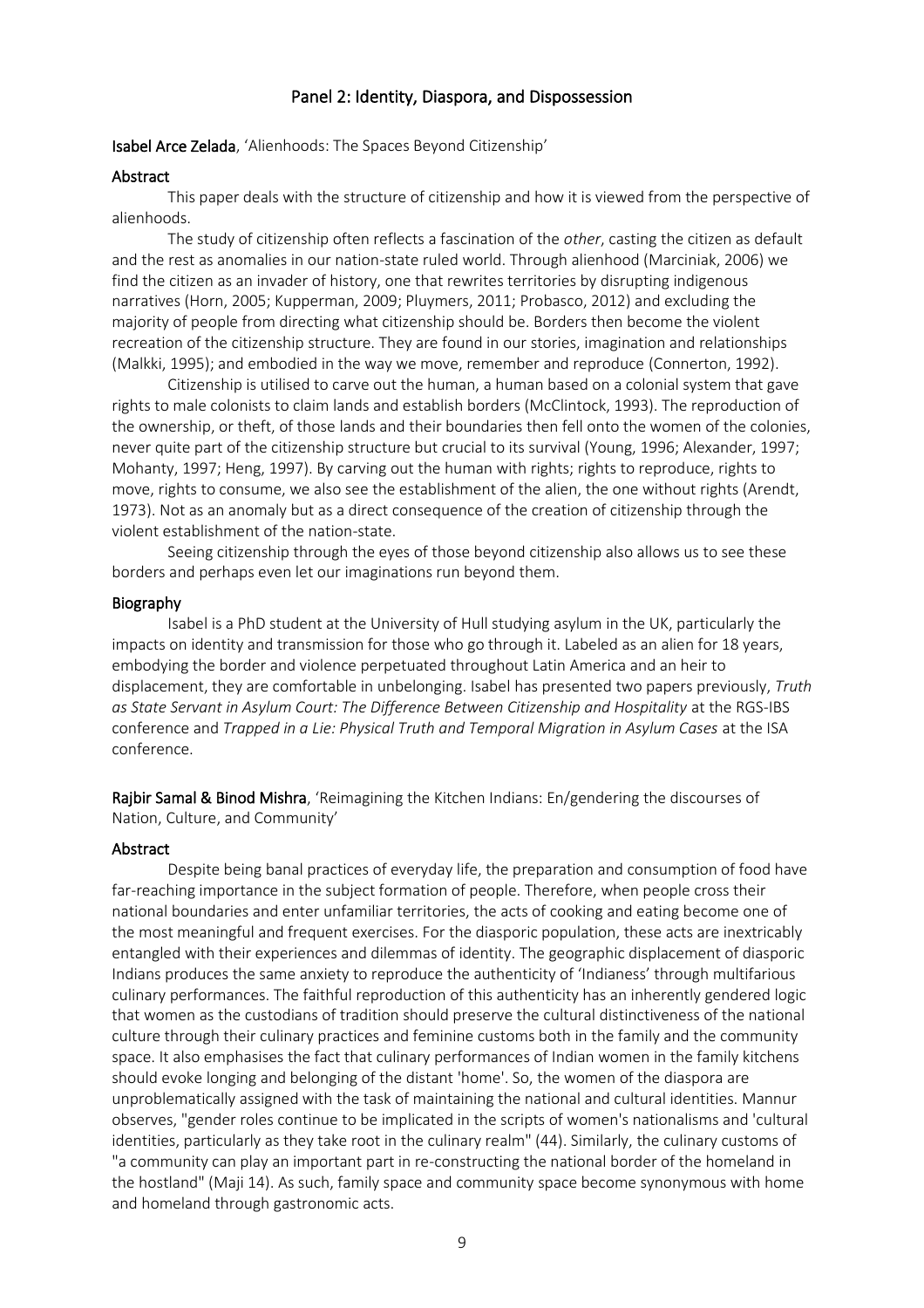## Panel 2: Identity, Diaspora, and Dispossession

**Isabel Arce Zelada**, 'Alienhoods: The Spaces Beyond Citizenship'

### Abstract

This paper deals with the structure of citizenship and how it is viewed from the perspective of alienhoods.

The study of citizenship often reflects a fascination of the *other*, casting the citizen as default and the rest as anomalies in our nation-state ruled world. Through alienhood (Marciniak, 2006) we find the citizen as an invader of history, one that rewrites territories by disrupting indigenous narratives (Horn, 2005; Kupperman, 2009; Pluymers, 2011; Probasco, 2012) and excluding the majority of people from directing what citizenship should be. Borders then become the violent recreation of the citizenship structure. They are found in our stories, imagination and relationships (Malkki, 1995); and embodied in the way we move, remember and reproduce (Connerton, 1992).

Citizenship is utilised to carve out the human, a human based on a colonial system that gave rights to male colonists to claim lands and establish borders (McClintock, 1993). The reproduction of the ownership, or theft, of those lands and their boundaries then fell onto the women of the colonies, never quite part of the citizenship structure but crucial to its survival (Young, 1996; Alexander, 1997; Mohanty, 1997; Heng, 1997). By carving out the human with rights; rights to reproduce, rights to move, rights to consume, we also see the establishment of the alien, the one without rights (Arendt, 1973). Not as an anomaly but as a direct consequence of the creation of citizenship through the violent establishment of the nation-state.

Seeing citizenship through the eyes of those beyond citizenship also allows us to see these borders and perhaps even let our imaginations run beyond them.

### Biography

Isabel is a PhD student at the University of Hull studying asylum in the UK, particularly the impacts on identity and transmission for those who go through it. Labeled as an alien for 18 years, embodying the border and violence perpetuated throughout Latin America and an heir to displacement, they are comfortable in unbelonging. Isabel has presented two papers previously, *Truth as State Servant in Asylum Court: The Difference Between Citizenship and Hospitality* at the RGS-IBS conference and *Trapped in a Lie: Physical Truth and Temporal Migration in Asylum Cases* at the ISA conference.

**Rajbir Samal & Binod Mishra**, 'Reimagining the Kitchen Indians: En/gendering the discourses of Nation, Culture, and Community'

### Abstract

Despite being banal practices of everyday life, the preparation and consumption of food have far-reaching importance in the subject formation of people. Therefore, when people cross their national boundaries and enter unfamiliar territories, the acts of cooking and eating become one of the most meaningful and frequent exercises. For the diasporic population, these acts are inextricably entangled with their experiences and dilemmas of identity. The geographic displacement of diasporic Indians produces the same anxiety to reproduce the authenticity of 'Indianess' through multifarious culinary performances. The faithful reproduction of this authenticity has an inherently gendered logic that women as the custodians of tradition should preserve the cultural distinctiveness of the national culture through their culinary practices and feminine customs both in the family and the community space. It also emphasises the fact that culinary performances of Indian women in the family kitchens should evoke longing and belonging of the distant 'home'. So, the women of the diaspora are unproblematically assigned with the task of maintaining the national and cultural identities. Mannur observes, "gender roles continue to be implicated in the scripts of women's nationalisms and 'cultural identities, particularly as they take root in the culinary realm" (44). Similarly, the culinary customs of "a community can play an important part in re-constructing the national border of the homeland in the hostland" (Maji 14). As such, family space and community space become synonymous with home and homeland through gastronomic acts.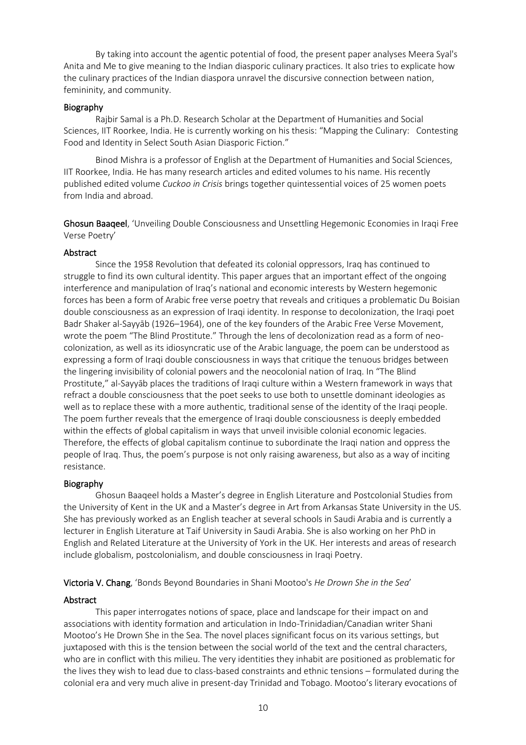By taking into account the agentic potential of food, the present paper analyses Meera Syal's Anita and Me to give meaning to the Indian diasporic culinary practices. It also tries to explicate how the culinary practices of the Indian diaspora unravel the discursive connection between nation, femininity, and community.

### Biography

Rajbir Samal is a Ph.D. Research Scholar at the Department of Humanities and Social Sciences, IIT Roorkee, India. He is currently working on his thesis: "Mapping the Culinary: Contesting Food and Identity in Select South Asian Diasporic Fiction."

Binod Mishra is a professor of English at the Department of Humanities and Social Sciences, IIT Roorkee, India. He has many research articles and edited volumes to his name. His recently published edited volume *Cuckoo in Crisis* brings together quintessential voices of 25 women poets from India and abroad.

**Ghosun Baaqeel**, 'Unveiling Double Consciousness and Unsettling Hegemonic Economies in Iraqi Free Verse Poetry'

### Abstract

Since the 1958 Revolution that defeated its colonial oppressors, Iraq has continued to struggle to find its own cultural identity. This paper argues that an important effect of the ongoing interference and manipulation of Iraq's national and economic interests by Western hegemonic forces has been a form of Arabic free verse poetry that reveals and critiques a problematic Du Boisian double consciousness as an expression of Iraqi identity. In response to decolonization, the Iraqi poet Badr Shaker al-Sayyāb (1926–1964), one of the key founders of the Arabic Free Verse Movement, wrote the poem "The Blind Prostitute." Through the lens of decolonization read as a form of neo-colonization, as well as its idiosyncratic use of the Arabic language, the poem can be understood as expressing a form of Iraqi double consciousness in ways that critique the tenuous bridges between the lingering invisibility of colonial powers and the neocolonial nation of Iraq. In "The Blind Prostitute," al-Sayyāb places the traditions of Iraqi culture within a Western framework in ways that refract a double consciousness that the poet seeks to use both to unsettle dominant ideologies as well as to replace these with a more authentic, traditional sense of the identity of the Iraqi people. The poem further reveals that the emergence of Iraqi double consciousness is deeply embedded within the effects of global capitalism in ways that unveil invisible colonial economic legacies. Therefore, the effects of global capitalism continue to subordinate the Iraqi nation and oppress the people of Iraq. Thus, the poem's purpose is not only raising awareness, but also as a way of inciting resistance.

### Biography

Ghosun Baaqeel holds a Master's degree in English Literature and Postcolonial Studies from the University of Kent in the UK and a Master's degree in Art from Arkansas State University in the US. She has previously worked as an English teacher at several schools in Saudi Arabia and is currently a lecturer in English Literature at Taif University in Saudi Arabia. She is also working on her PhD in English and Related Literature at the University of York in the UK. Her interests and areas of research include globalism, postcolonialism, and double consciousness in Iraqi Poetry.

**Victoria V. Chang**, 'Bonds Beyond Boundaries in Shani Mootoo's *He Drown She in the Sea*'

### Abstract

This paper interrogates notions of space, place and landscape for their impact on and associations with identity formation and articulation in Indo-Trinidadian/Canadian writer Shani Mootoo's He Drown She in the Sea. The novel places significant focus on its various settings, but juxtaposed with this is the tension between the social world of the text and the central characters, who are in conflict with this milieu. The very identities they inhabit are positioned as problematic for the lives they wish to lead due to class-based constraints and ethnic tensions – formulated during the colonial era and very much alive in present-day Trinidad and Tobago. Mootoo's literary evocations of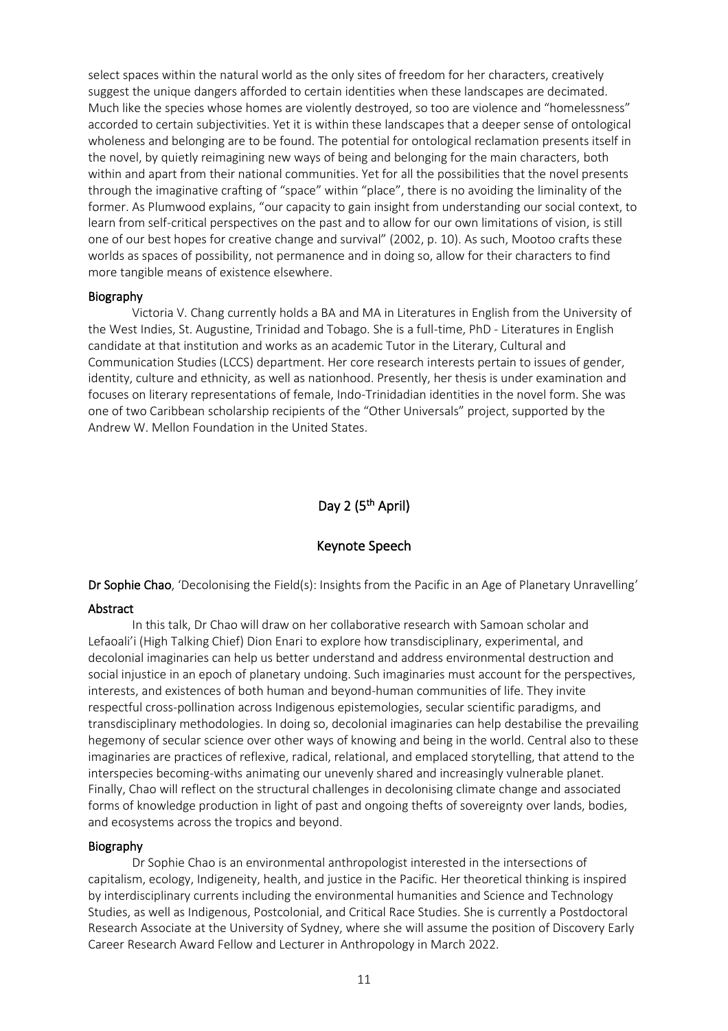select spaces within the natural world as the only sites of freedom for her characters, creatively suggest the unique dangers afforded to certain identities when these landscapes are decimated. Much like the species whose homes are violently destroyed, so too are violence and "homelessness" accorded to certain subjectivities. Yet it is within these landscapes that a deeper sense of ontological wholeness and belonging are to be found. The potential for ontological reclamation presents itself in the novel, by quietly reimagining new ways of being and belonging for the main characters, both within and apart from their national communities. Yet for all the possibilities that the novel presents through the imaginative crafting of "space" within "place", there is no avoiding the liminality of the former. As Plumwood explains, "our capacity to gain insight from understanding our social context, to learn from self-critical perspectives on the past and to allow for our own limitations of vision, is still one of our best hopes for creative change and survival" (2002, p. 10). As such, Mootoo crafts these worlds as spaces of possibility, not permanence and in doing so, allow for their characters to find more tangible means of existence elsewhere.

#### Biography

Victoria V. Chang currently holds a BA and MA in Literatures in English from the University of the West Indies, St. Augustine, Trinidad and Tobago. She is a full-time, PhD - Literatures in English candidate at that institution and works as an academic Tutor in the Literary, Cultural and Communication Studies (LCCS) department. Her core research interests pertain to issues of gender, identity, culture and ethnicity, as well as nationhood. Presently, her thesis is under examination and focuses on literary representations of female, Indo-Trinidadian identities in the novel form. She was one of two Caribbean scholarship recipients of the "Other Universals" project, supported by the Andrew W. Mellon Foundation in the United States.

## Day 2 (5th April)

### Keynote Speech

**Dr Sophie Chao**, 'Decolonising the Field(s): Insights from the Pacific in an Age of Planetary Unravelling'

#### Abstract

In this talk, Dr Chao will draw on her collaborative research with Samoan scholar and Lefaoali'i (High Talking Chief) Dion Enari to explore how transdisciplinary, experimental, and decolonial imaginaries can help us better understand and address environmental destruction and social injustice in an epoch of planetary undoing. Such imaginaries must account for the perspectives, interests, and existences of both human and beyond-human communities of life. They invite respectful cross-pollination across Indigenous epistemologies, secular scientific paradigms, and transdisciplinary methodologies. In doing so, decolonial imaginaries can help destabilise the prevailing hegemony of secular science over other ways of knowing and being in the world. Central also to these imaginaries are practices of reflexive, radical, relational, and emplaced storytelling, that attend to the interspecies becoming-withs animating our unevenly shared and increasingly vulnerable planet. Finally, Chao will reflect on the structural challenges in decolonising climate change and associated forms of knowledge production in light of past and ongoing thefts of sovereignty over lands, bodies, and ecosystems across the tropics and beyond.

#### Biography

Dr Sophie Chao is an environmental anthropologist interested in the intersections of capitalism, ecology, Indigeneity, health, and justice in the Pacific. Her theoretical thinking is inspired by interdisciplinary currents including the environmental humanities and Science and Technology Studies, as well as Indigenous, Postcolonial, and Critical Race Studies. She is currently a Postdoctoral Research Associate at the University of Sydney, where she will assume the position of Discovery Early Career Research Award Fellow and Lecturer in Anthropology in March 2022.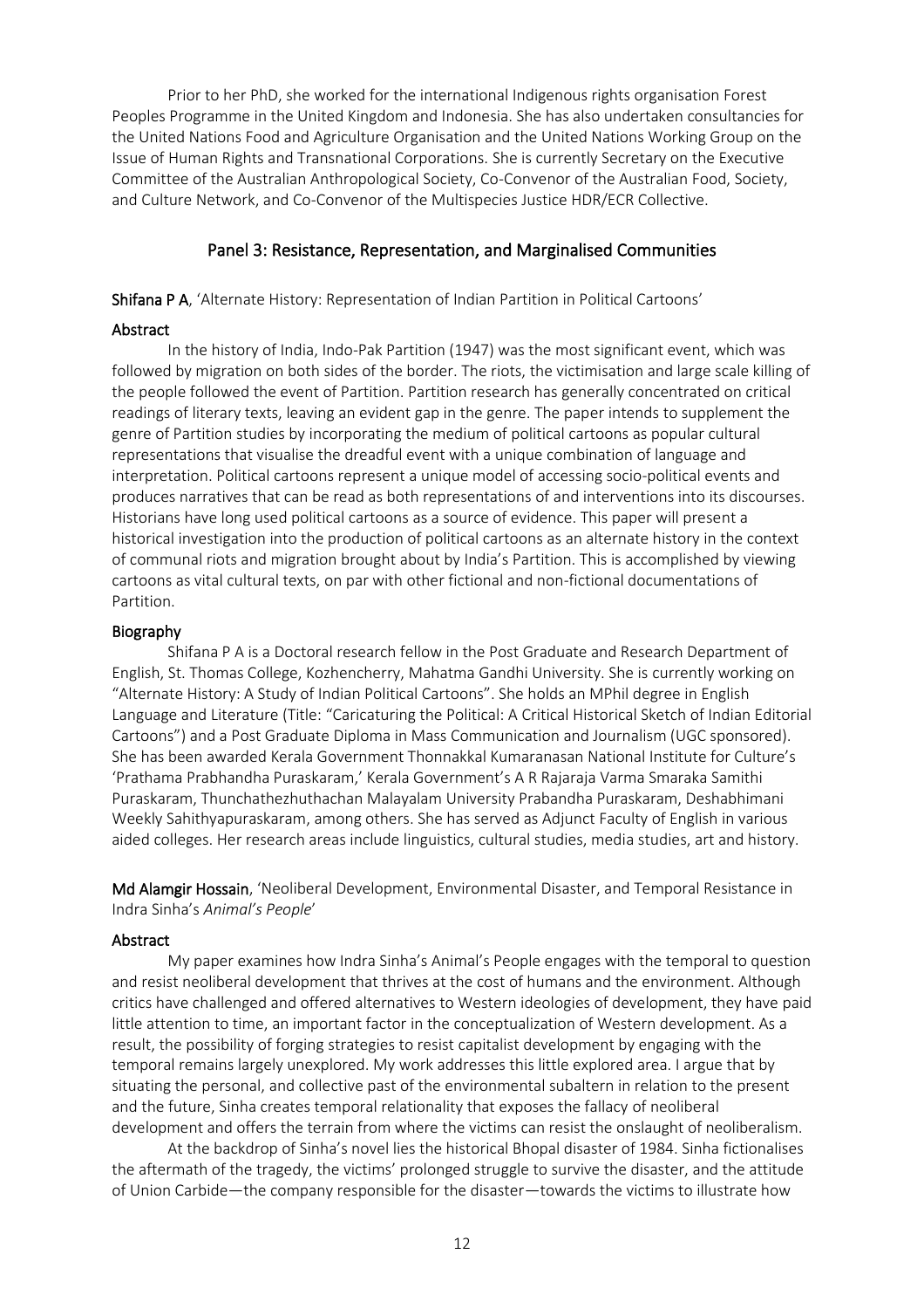Prior to her PhD, she worked for the international Indigenous rights organisation Forest Peoples Programme in the United Kingdom and Indonesia. She has also undertaken consultancies for the United Nations Food and Agriculture Organisation and the United Nations Working Group on the Issue of Human Rights and Transnational Corporations. She is currently Secretary on the Executive Committee of the Australian Anthropological Society, Co-Convenor of the Australian Food, Society, and Culture Network, and Co-Convenor of the Multispecies Justice HDR/ECR Collective.

## Panel 3: Resistance, Representation, and Marginalised Communities

**Shifana P A**, 'Alternate History: Representation of Indian Partition in Political Cartoons'

### Abstract

In the history of India, Indo-Pak Partition (1947) was the most significant event, which was followed by migration on both sides of the border. The riots, the victimisation and large scale killing of the people followed the event of Partition. Partition research has generally concentrated on critical readings of literary texts, leaving an evident gap in the genre. The paper intends to supplement the genre of Partition studies by incorporating the medium of political cartoons as popular cultural representations that visualise the dreadful event with a unique combination of language and interpretation. Political cartoons represent a unique model of accessing socio-political events and produces narratives that can be read as both representations of and interventions into its discourses. Historians have long used political cartoons as a source of evidence. This paper will present a historical investigation into the production of political cartoons as an alternate history in the context of communal riots and migration brought about by India's Partition. This is accomplished by viewing cartoons as vital cultural texts, on par with other fictional and non-fictional documentations of Partition.

### Biography

Shifana P A is a Doctoral research fellow in the Post Graduate and Research Department of English, St. Thomas College, Kozhencherry, Mahatma Gandhi University. She is currently working on "Alternate History: A Study of Indian Political Cartoons". She holds an MPhil degree in English Language and Literature (Title: "Caricaturing the Political: A Critical Historical Sketch of Indian Editorial Cartoons") and a Post Graduate Diploma in Mass Communication and Journalism (UGC sponsored). She has been awarded Kerala Government Thonnakkal Kumaranasan National Institute for Culture's 'Prathama Prabhandha Puraskaram,' Kerala Government's A R Rajaraja Varma Smaraka Samithi Puraskaram, Thunchathezhuthachan Malayalam University Prabandha Puraskaram, Deshabhimani Weekly Sahithyapuraskaram, among others. She has served as Adjunct Faculty of English in various aided colleges. Her research areas include linguistics, cultural studies, media studies, art and history.

**Md Alamgir Hossain**, 'Neoliberal Development, Environmental Disaster, and Temporal Resistance in Indra Sinha's *Animal's People*'

### Abstract

My paper examines how Indra Sinha's Animal's People engages with the temporal to question and resist neoliberal development that thrives at the cost of humans and the environment. Although critics have challenged and offered alternatives to Western ideologies of development, they have paid little attention to time, an important factor in the conceptualization of Western development. As a result, the possibility of forging strategies to resist capitalist development by engaging with the temporal remains largely unexplored. My work addresses this little explored area. I argue that by situating the personal, and collective past of the environmental subaltern in relation to the present and the future, Sinha creates temporal relationality that exposes the fallacy of neoliberal development and offers the terrain from where the victims can resist the onslaught of neoliberalism.

At the backdrop of Sinha's novel lies the historical Bhopal disaster of 1984. Sinha fictionalises the aftermath of the tragedy, the victims' prolonged struggle to survive the disaster, and the attitude of Union Carbide—the company responsible for the disaster—towards the victims to illustrate how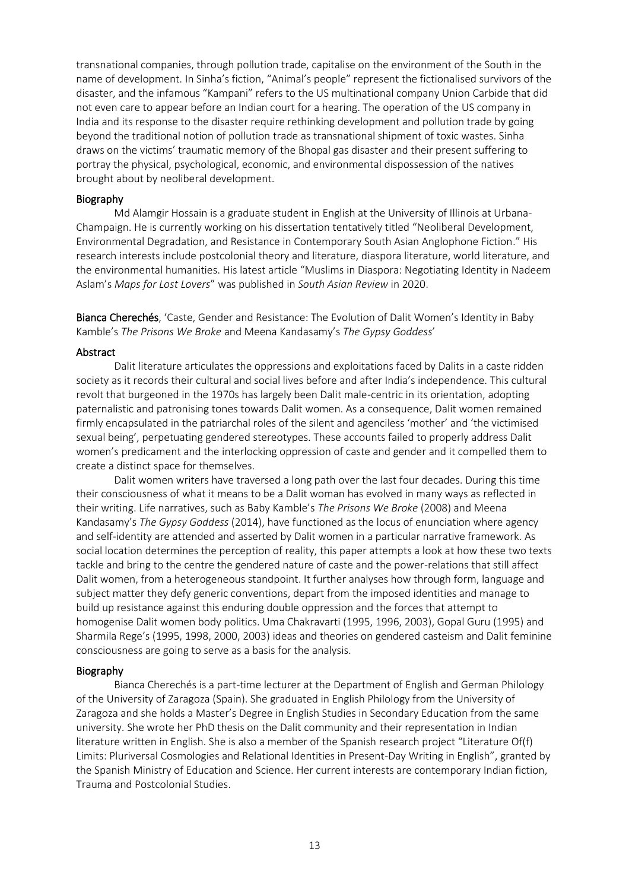transnational companies, through pollution trade, capitalise on the environment of the South in the name of development. In Sinha's fiction, "Animal's people" represent the fictionalised survivors of the disaster, and the infamous "Kampani" refers to the US multinational company Union Carbide that did not even care to appear before an Indian court for a hearing. The operation of the US company in India and its response to the disaster require rethinking development and pollution trade by going beyond the traditional notion of pollution trade as transnational shipment of toxic wastes. Sinha draws on the victims' traumatic memory of the Bhopal gas disaster and their present suffering to portray the physical, psychological, economic, and environmental dispossession of the natives brought about by neoliberal development.

### Biography

Md Alamgir Hossain is a graduate student in English at the University of Illinois at Urbana-Champaign. He is currently working on his dissertation tentatively titled "Neoliberal Development, Environmental Degradation, and Resistance in Contemporary South Asian Anglophone Fiction." His research interests include postcolonial theory and literature, diaspora literature, world literature, and the environmental humanities. His latest article "Muslims in Diaspora: Negotiating Identity in Nadeem Aslam's *Maps for Lost Lovers*" was published in *South Asian Review* in 2020.

**Bianca Cherechés**, 'Caste, Gender and Resistance: The Evolution of Dalit Women's Identity in Baby Kamble's *The Prisons We Broke* and Meena Kandasamy's *The Gypsy Goddess*'

### Abstract

Dalit literature articulates the oppressions and exploitations faced by Dalits in a caste ridden society as it records their cultural and social lives before and after India's independence. This cultural revolt that burgeoned in the 1970s has largely been Dalit male-centric in its orientation, adopting paternalistic and patronising tones towards Dalit women. As a consequence, Dalit women remained firmly encapsulated in the patriarchal roles of the silent and agenciless 'mother' and 'the victimised sexual being', perpetuating gendered stereotypes. These accounts failed to properly address Dalit women's predicament and the interlocking oppression of caste and gender and it compelled them to create a distinct space for themselves.

Dalit women writers have traversed a long path over the last four decades. During this time their consciousness of what it means to be a Dalit woman has evolved in many ways as reflected in their writing. Life narratives, such as Baby Kamble's *The Prisons We Broke* (2008) and Meena Kandasamy's *The Gypsy Goddess* (2014), have functioned as the locus of enunciation where agency and self-identity are attended and asserted by Dalit women in a particular narrative framework. As social location determines the perception of reality, this paper attempts a look at how these two texts tackle and bring to the centre the gendered nature of caste and the power-relations that still affect Dalit women, from a heterogeneous standpoint. It further analyses how through form, language and subject matter they defy generic conventions, depart from the imposed identities and manage to build up resistance against this enduring double oppression and the forces that attempt to homogenise Dalit women body politics. Uma Chakravarti (1995, 1996, 2003), Gopal Guru (1995) and Sharmila Rege's (1995, 1998, 2000, 2003) ideas and theories on gendered casteism and Dalit feminine consciousness are going to serve as a basis for the analysis.

### Biography

Bianca Cherechés is a part-time lecturer at the Department of English and German Philology of the University of Zaragoza (Spain). She graduated in English Philology from the University of Zaragoza and she holds a Master's Degree in English Studies in Secondary Education from the same university. She wrote her PhD thesis on the Dalit community and their representation in Indian literature written in English. She is also a member of the Spanish research project "Literature Of(f) Limits: Pluriversal Cosmologies and Relational Identities in Present-Day Writing in English", granted by the Spanish Ministry of Education and Science. Her current interests are contemporary Indian fiction, Trauma and Postcolonial Studies.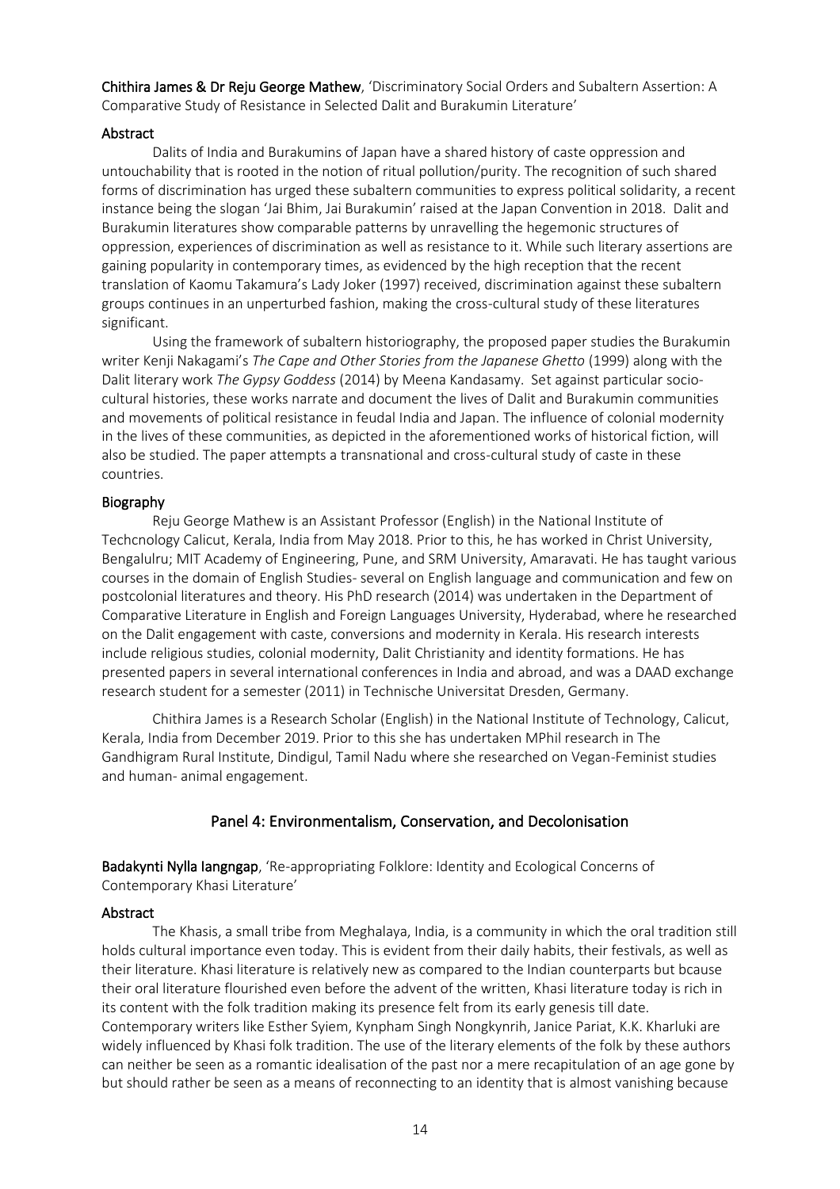**Chithira James & Dr Reju George Mathew**, 'Discriminatory Social Orders and Subaltern Assertion: A Comparative Study of Resistance in Selected Dalit and Burakumin Literature'

### Abstract

Dalits of India and Burakumins of Japan have a shared history of caste oppression and untouchability that is rooted in the notion of ritual pollution/purity. The recognition of such shared forms of discrimination has urged these subaltern communities to express political solidarity, a recent instance being the slogan 'Jai Bhim, Jai Burakumin' raised at the Japan Convention in 2018. Dalit and Burakumin literatures show comparable patterns by unravelling the hegemonic structures of oppression, experiences of discrimination as well as resistance to it. While such literary assertions are gaining popularity in contemporary times, as evidenced by the high reception that the recent translation of Kaomu Takamura's Lady Joker (1997) received, discrimination against these subaltern groups continues in an unperturbed fashion, making the cross-cultural study of these literatures significant.

Using the framework of subaltern historiography, the proposed paper studies the Burakumin writer Kenji Nakagami's *The Cape and Other Stories from the Japanese Ghetto* (1999) along with the Dalit literary work *The Gypsy Goddess* (2014) by Meena Kandasamy. Set against particular socio-cultural histories, these works narrate and document the lives of Dalit and Burakumin communities and movements of political resistance in feudal India and Japan. The influence of colonial modernity in the lives of these communities, as depicted in the aforementioned works of historical fiction, will also be studied. The paper attempts a transnational and cross-cultural study of caste in these countries.

### Biography

Reju George Mathew is an Assistant Professor (English) in the National Institute of Techcnology Calicut, Kerala, India from May 2018. Prior to this, he has worked in Christ University, Bengalulru; MIT Academy of Engineering, Pune, and SRM University, Amaravati. He has taught various courses in the domain of English Studies- several on English language and communication and few on postcolonial literatures and theory. His PhD research (2014) was undertaken in the Department of Comparative Literature in English and Foreign Languages University, Hyderabad, where he researched on the Dalit engagement with caste, conversions and modernity in Kerala. His research interests include religious studies, colonial modernity, Dalit Christianity and identity formations. He has presented papers in several international conferences in India and abroad, and was a DAAD exchange research student for a semester (2011) in Technische Universitat Dresden, Germany.

Chithira James is a Research Scholar (English) in the National Institute of Technology, Calicut, Kerala, India from December 2019. Prior to this she has undertaken MPhil research in The Gandhigram Rural Institute, Dindigul, Tamil Nadu where she researched on Vegan-Feminist studies and human- animal engagement.

## Panel 4: Environmentalism, Conservation, and Decolonisation

**Badakynti Nylla Iangngap**, 'Re-appropriating Folklore: Identity and Ecological Concerns of Contemporary Khasi Literature'

### Abstract

The Khasis, a small tribe from Meghalaya, India, is a community in which the oral tradition still holds cultural importance even today. This is evident from their daily habits, their festivals, as well as their literature. Khasi literature is relatively new as compared to the Indian counterparts but bcause their oral literature flourished even before the advent of the written, Khasi literature today is rich in its content with the folk tradition making its presence felt from its early genesis till date. Contemporary writers like Esther Syiem, Kynpham Singh Nongkynrih, Janice Pariat, K.K. Kharluki are widely influenced by Khasi folk tradition. The use of the literary elements of the folk by these authors can neither be seen as a romantic idealisation of the past nor a mere recapitulation of an age gone by but should rather be seen as a means of reconnecting to an identity that is almost vanishing because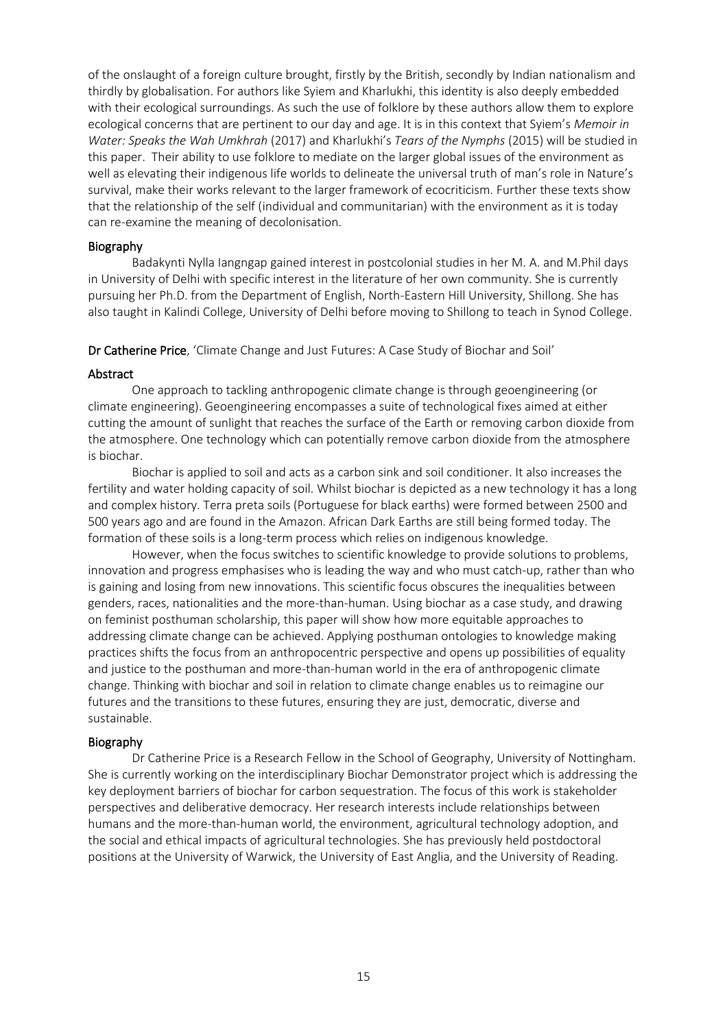of the onslaught of a foreign culture brought, firstly by the British, secondly by Indian nationalism and thirdly by globalisation. For authors like Syiem and Kharlukhi, this identity is also deeply embedded with their ecological surroundings. As such the use of folklore by these authors allow them to explore ecological concerns that are pertinent to our day and age. It is in this context that Syiem's *Memoir in Water: Speaks the Wah Umkhrah* (2017) and Kharlukhi's *Tears of the Nymphs* (2015) will be studied in this paper. Their ability to use folklore to mediate on the larger global issues of the environment as well as elevating their indigenous life worlds to delineate the universal truth of man's role in Nature's survival, make their works relevant to the larger framework of ecocriticism. Further these texts show that the relationship of the self (individual and communitarian) with the environment as it is today can re-examine the meaning of decolonisation.

### Biography

Badakynti Nylla Iangngap gained interest in postcolonial studies in her M. A. and M.Phil days in University of Delhi with specific interest in the literature of her own community. She is currently pursuing her Ph.D. from the Department of English, North-Eastern Hill University, Shillong. She has also taught in Kalindi College, University of Delhi before moving to Shillong to teach in Synod College.

**Dr Catherine Price**, 'Climate Change and Just Futures: A Case Study of Biochar and Soil'

### Abstract

One approach to tackling anthropogenic climate change is through geoengineering (or climate engineering). Geoengineering encompasses a suite of technological fixes aimed at either cutting the amount of sunlight that reaches the surface of the Earth or removing carbon dioxide from the atmosphere. One technology which can potentially remove carbon dioxide from the atmosphere is biochar.

Biochar is applied to soil and acts as a carbon sink and soil conditioner. It also increases the fertility and water holding capacity of soil. Whilst biochar is depicted as a new technology it has a long and complex history. Terra preta soils (Portuguese for black earths) were formed between 2500 and 500 years ago and are found in the Amazon. African Dark Earths are still being formed today. The formation of these soils is a long-term process which relies on indigenous knowledge.

However, when the focus switches to scientific knowledge to provide solutions to problems, innovation and progress emphasises who is leading the way and who must catch-up, rather than who is gaining and losing from new innovations. This scientific focus obscures the inequalities between genders, races, nationalities and the more-than-human. Using biochar as a case study, and drawing on feminist posthuman scholarship, this paper will show how more equitable approaches to addressing climate change can be achieved. Applying posthuman ontologies to knowledge making practices shifts the focus from an anthropocentric perspective and opens up possibilities of equality and justice to the posthuman and more-than-human world in the era of anthropogenic climate change. Thinking with biochar and soil in relation to climate change enables us to reimagine our futures and the transitions to these futures, ensuring they are just, democratic, diverse and sustainable.

### Biography

Dr Catherine Price is a Research Fellow in the School of Geography, University of Nottingham. She is currently working on the interdisciplinary Biochar Demonstrator project which is addressing the key deployment barriers of biochar for carbon sequestration. The focus of this work is stakeholder perspectives and deliberative democracy. Her research interests include relationships between humans and the more-than-human world, the environment, agricultural technology adoption, and the social and ethical impacts of agricultural technologies. She has previously held postdoctoral positions at the University of Warwick, the University of East Anglia, and the University of Reading.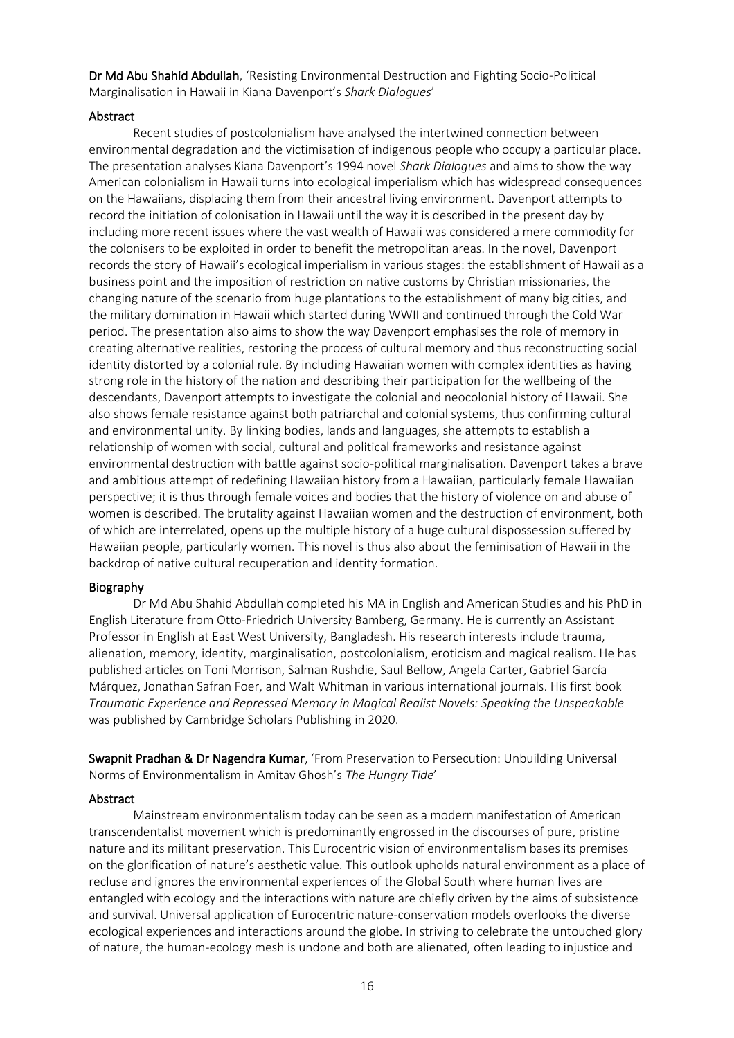**Dr Md Abu Shahid Abdullah**, 'Resisting Environmental Destruction and Fighting Socio-Political Marginalisation in Hawaii in Kiana Davenport's *Shark Dialogues*'

### Abstract

Recent studies of postcolonialism have analysed the intertwined connection between environmental degradation and the victimisation of indigenous people who occupy a particular place. The presentation analyses Kiana Davenport's 1994 novel *Shark Dialogues* and aims to show the way American colonialism in Hawaii turns into ecological imperialism which has widespread consequences on the Hawaiians, displacing them from their ancestral living environment. Davenport attempts to record the initiation of colonisation in Hawaii until the way it is described in the present day by including more recent issues where the vast wealth of Hawaii was considered a mere commodity for the colonisers to be exploited in order to benefit the metropolitan areas. In the novel, Davenport records the story of Hawaii's ecological imperialism in various stages: the establishment of Hawaii as a business point and the imposition of restriction on native customs by Christian missionaries, the changing nature of the scenario from huge plantations to the establishment of many big cities, and the military domination in Hawaii which started during WWII and continued through the Cold War period. The presentation also aims to show the way Davenport emphasises the role of memory in creating alternative realities, restoring the process of cultural memory and thus reconstructing social identity distorted by a colonial rule. By including Hawaiian women with complex identities as having strong role in the history of the nation and describing their participation for the wellbeing of the descendants, Davenport attempts to investigate the colonial and neocolonial history of Hawaii. She also shows female resistance against both patriarchal and colonial systems, thus confirming cultural and environmental unity. By linking bodies, lands and languages, she attempts to establish a relationship of women with social, cultural and political frameworks and resistance against environmental destruction with battle against socio-political marginalisation. Davenport takes a brave and ambitious attempt of redefining Hawaiian history from a Hawaiian, particularly female Hawaiian perspective; it is thus through female voices and bodies that the history of violence on and abuse of women is described. The brutality against Hawaiian women and the destruction of environment, both of which are interrelated, opens up the multiple history of a huge cultural dispossession suffered by Hawaiian people, particularly women. This novel is thus also about the feminisation of Hawaii in the backdrop of native cultural recuperation and identity formation.

### Biography

Dr Md Abu Shahid Abdullah completed his MA in English and American Studies and his PhD in English Literature from Otto-Friedrich University Bamberg, Germany. He is currently an Assistant Professor in English at East West University, Bangladesh. His research interests include trauma, alienation, memory, identity, marginalisation, postcolonialism, eroticism and magical realism. He has published articles on Toni Morrison, Salman Rushdie, Saul Bellow, Angela Carter, Gabriel García Márquez, Jonathan Safran Foer, and Walt Whitman in various international journals. His first book *Traumatic Experience and Repressed Memory in Magical Realist Novels: Speaking the Unspeakable* was published by Cambridge Scholars Publishing in 2020.

**Swapnit Pradhan & Dr Nagendra Kumar**, 'From Preservation to Persecution: Unbuilding Universal Norms of Environmentalism in Amitav Ghosh's *The Hungry Tide*'

### Abstract

Mainstream environmentalism today can be seen as a modern manifestation of American transcendentalist movement which is predominantly engrossed in the discourses of pure, pristine nature and its militant preservation. This Eurocentric vision of environmentalism bases its premises on the glorification of nature's aesthetic value. This outlook upholds natural environment as a place of recluse and ignores the environmental experiences of the Global South where human lives are entangled with ecology and the interactions with nature are chiefly driven by the aims of subsistence and survival. Universal application of Eurocentric nature-conservation models overlooks the diverse ecological experiences and interactions around the globe. In striving to celebrate the untouched glory of nature, the human-ecology mesh is undone and both are alienated, often leading to injustice and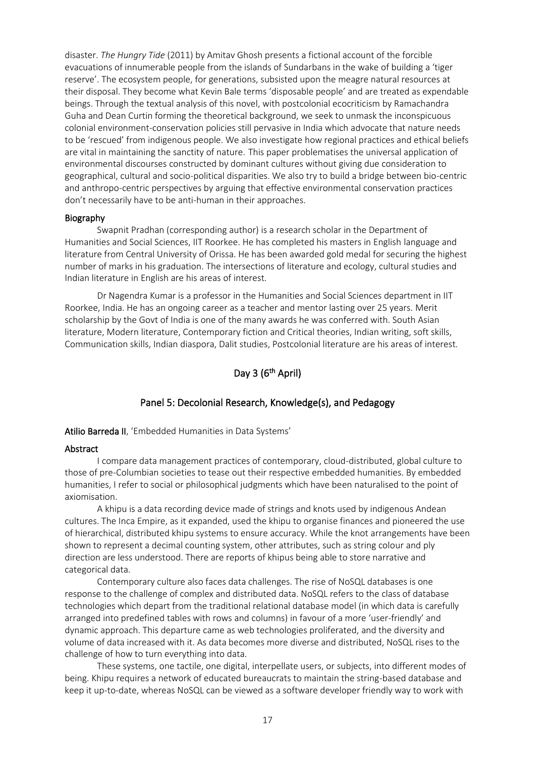disaster. *The Hungry Tide* (2011) by Amitav Ghosh presents a fictional account of the forcible evacuations of innumerable people from the islands of Sundarbans in the wake of building a 'tiger reserve'. The ecosystem people, for generations, subsisted upon the meagre natural resources at their disposal. They become what Kevin Bale terms 'disposable people' and are treated as expendable beings. Through the textual analysis of this novel, with postcolonial ecocriticism by Ramachandra Guha and Dean Curtin forming the theoretical background, we seek to unmask the inconspicuous colonial environment-conservation policies still pervasive in India which advocate that nature needs to be 'rescued' from indigenous people. We also investigate how regional practices and ethical beliefs are vital in maintaining the sanctity of nature. This paper problematises the universal application of environmental discourses constructed by dominant cultures without giving due consideration to geographical, cultural and socio-political disparities. We also try to build a bridge between bio-centric and anthropo-centric perspectives by arguing that effective environmental conservation practices don't necessarily have to be anti-human in their approaches.

#### Biography

Swapnit Pradhan (corresponding author) is a research scholar in the Department of Humanities and Social Sciences, IIT Roorkee. He has completed his masters in English language and literature from Central University of Orissa. He has been awarded gold medal for securing the highest number of marks in his graduation. The intersections of literature and ecology, cultural studies and Indian literature in English are his areas of interest.

Dr Nagendra Kumar is a professor in the Humanities and Social Sciences department in IIT Roorkee, India. He has an ongoing career as a teacher and mentor lasting over 25 years. Merit scholarship by the Govt of India is one of the many awards he was conferred with. South Asian literature, Modern literature, Contemporary fiction and Critical theories, Indian writing, soft skills, Communication skills, Indian diaspora, Dalit studies, Postcolonial literature are his areas of interest.

## Day 3 (6th April)

## Panel 5: Decolonial Research, Knowledge(s), and Pedagogy

**Atilio Barreda II**, 'Embedded Humanities in Data Systems'

#### Abstract

I compare data management practices of contemporary, cloud-distributed, global culture to those of pre-Columbian societies to tease out their respective embedded humanities. By embedded humanities, I refer to social or philosophical judgments which have been naturalised to the point of axiomisation.

A khipu is a data recording device made of strings and knots used by indigenous Andean cultures. The Inca Empire, as it expanded, used the khipu to organise finances and pioneered the use of hierarchical, distributed khipu systems to ensure accuracy. While the knot arrangements have been shown to represent a decimal counting system, other attributes, such as string colour and ply direction are less understood. There are reports of khipus being able to store narrative and categorical data.

Contemporary culture also faces data challenges. The rise of NoSQL databases is one response to the challenge of complex and distributed data. NoSQL refers to the class of database technologies which depart from the traditional relational database model (in which data is carefully arranged into predefined tables with rows and columns) in favour of a more 'user-friendly' and dynamic approach. This departure came as web technologies proliferated, and the diversity and volume of data increased with it. As data becomes more diverse and distributed, NoSQL rises to the challenge of how to turn everything into data.

These systems, one tactile, one digital, interpellate users, or subjects, into different modes of being. Khipu requires a network of educated bureaucrats to maintain the string-based database and keep it up-to-date, whereas NoSQL can be viewed as a software developer friendly way to work with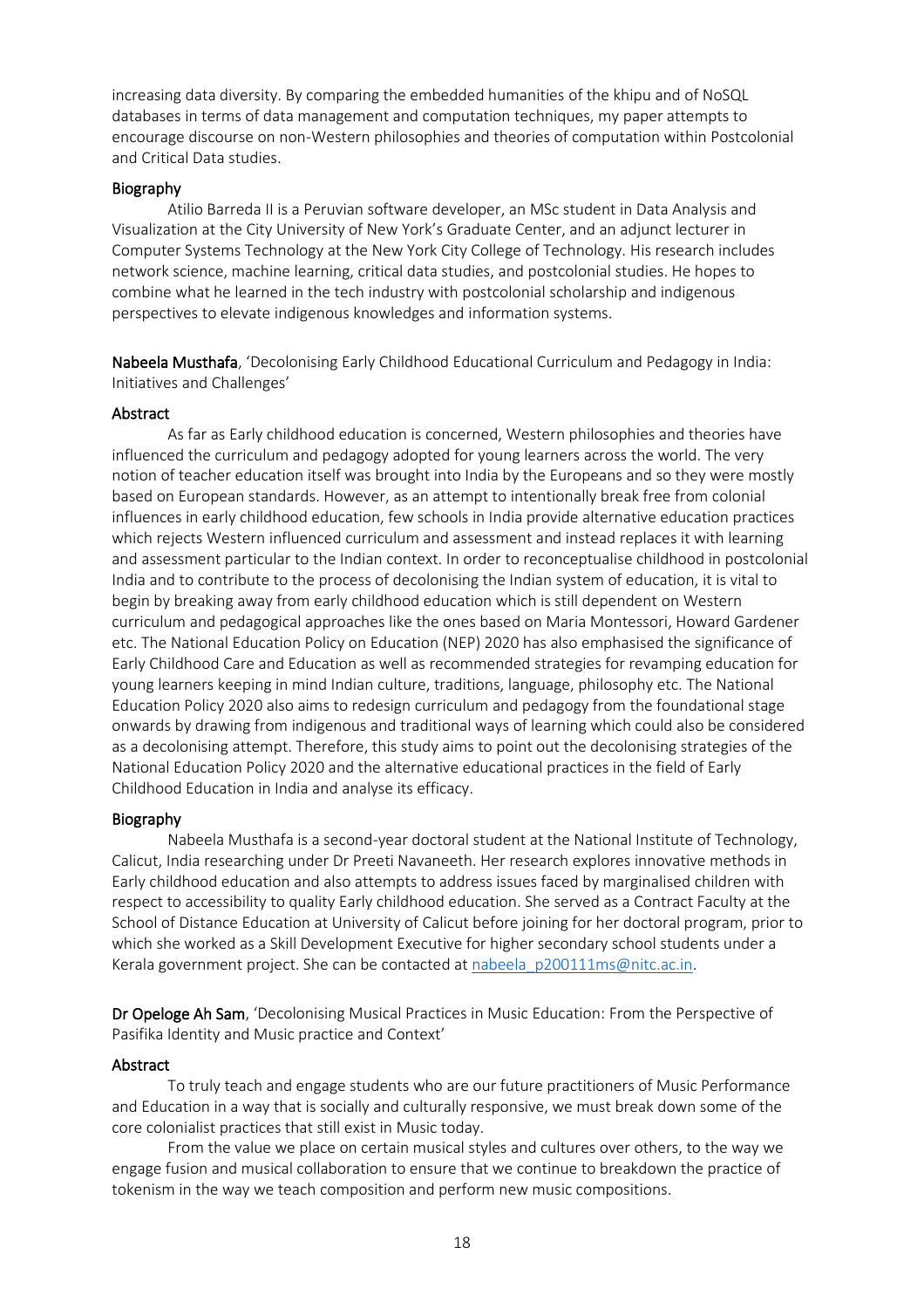increasing data diversity. By comparing the embedded humanities of the khipu and of NoSQL databases in terms of data management and computation techniques, my paper attempts to encourage discourse on non-Western philosophies and theories of computation within Postcolonial and Critical Data studies.

#### Biography

Atilio Barreda II is a Peruvian software developer, an MSc student in Data Analysis and Visualization at the City University of New York's Graduate Center, and an adjunct lecturer in Computer Systems Technology at the New York City College of Technology. His research includes network science, machine learning, critical data studies, and postcolonial studies. He hopes to combine what he learned in the tech industry with postcolonial scholarship and indigenous perspectives to elevate indigenous knowledges and information systems.

**Nabeela Musthafa**, 'Decolonising Early Childhood Educational Curriculum and Pedagogy in India: Initiatives and Challenges'

#### Abstract

As far as Early childhood education is concerned, Western philosophies and theories have influenced the curriculum and pedagogy adopted for young learners across the world. The very notion of teacher education itself was brought into India by the Europeans and so they were mostly based on European standards. However, as an attempt to intentionally break free from colonial influences in early childhood education, few schools in India provide alternative education practices which rejects Western influenced curriculum and assessment and instead replaces it with learning and assessment particular to the Indian context. In order to reconceptualise childhood in postcolonial India and to contribute to the process of decolonising the Indian system of education, it is vital to begin by breaking away from early childhood education which is still dependent on Western curriculum and pedagogical approaches like the ones based on Maria Montessori, Howard Gardener etc. The National Education Policy on Education (NEP) 2020 has also emphasised the significance of Early Childhood Care and Education as well as recommended strategies for revamping education for young learners keeping in mind Indian culture, traditions, language, philosophy etc. The National Education Policy 2020 also aims to redesign curriculum and pedagogy from the foundational stage onwards by drawing from indigenous and traditional ways of learning which could also be considered as a decolonising attempt. Therefore, this study aims to point out the decolonising strategies of the National Education Policy 2020 and the alternative educational practices in the field of Early Childhood Education in India and analyse its efficacy.

#### Biography

Nabeela Musthafa is a second-year doctoral student at the National Institute of Technology, Calicut, India researching under Dr Preeti Navaneeth. Her research explores innovative methods in Early childhood education and also attempts to address issues faced by marginalised children with respect to accessibility to quality Early childhood education. She served as a Contract Faculty at the School of Distance Education at University of Calicut before joining for her doctoral program, prior to which she worked as a Skill Development Executive for higher secondary school students under a Kerala government project. She can be contacted at nabeela_p200111ms@nitc.ac.in.

**Dr Opeloge Ah Sam**, 'Decolonising Musical Practices in Music Education: From the Perspective of Pasifika Identity and Music practice and Context'

#### Abstract

To truly teach and engage students who are our future practitioners of Music Performance and Education in a way that is socially and culturally responsive, we must break down some of the core colonialist practices that still exist in Music today.

From the value we place on certain musical styles and cultures over others, to the way we engage fusion and musical collaboration to ensure that we continue to breakdown the practice of tokenism in the way we teach composition and perform new music compositions.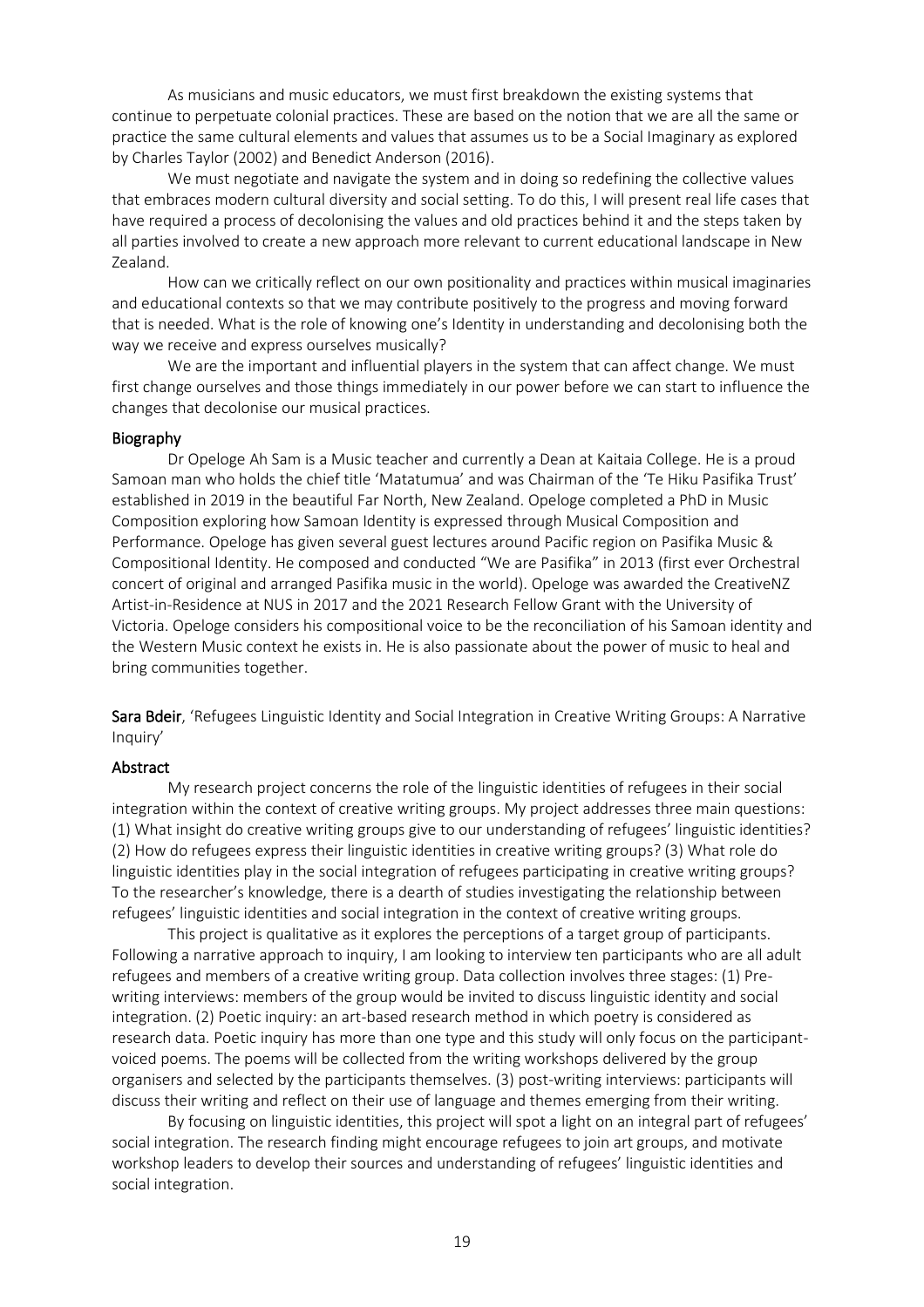As musicians and music educators, we must first breakdown the existing systems that continue to perpetuate colonial practices. These are based on the notion that we are all the same or practice the same cultural elements and values that assumes us to be a Social Imaginary as explored by Charles Taylor (2002) and Benedict Anderson (2016).

We must negotiate and navigate the system and in doing so redefining the collective values that embraces modern cultural diversity and social setting. To do this, I will present real life cases that have required a process of decolonising the values and old practices behind it and the steps taken by all parties involved to create a new approach more relevant to current educational landscape in New Zealand.

How can we critically reflect on our own positionality and practices within musical imaginaries and educational contexts so that we may contribute positively to the progress and moving forward that is needed. What is the role of knowing one's Identity in understanding and decolonising both the way we receive and express ourselves musically?

We are the important and influential players in the system that can affect change. We must first change ourselves and those things immediately in our power before we can start to influence the changes that decolonise our musical practices.

#### Biography

Dr Opeloge Ah Sam is a Music teacher and currently a Dean at Kaitaia College. He is a proud Samoan man who holds the chief title 'Matatumua' and was Chairman of the 'Te Hiku Pasifika Trust' established in 2019 in the beautiful Far North, New Zealand. Opeloge completed a PhD in Music Composition exploring how Samoan Identity is expressed through Musical Composition and Performance. Opeloge has given several guest lectures around Pacific region on Pasifika Music & Compositional Identity. He composed and conducted "We are Pasifika" in 2013 (first ever Orchestral concert of original and arranged Pasifika music in the world). Opeloge was awarded the CreativeNZ Artist-in-Residence at NUS in 2017 and the 2021 Research Fellow Grant with the University of Victoria. Opeloge considers his compositional voice to be the reconciliation of his Samoan identity and the Western Music context he exists in. He is also passionate about the power of music to heal and bring communities together.

**Sara Bdeir**, 'Refugees Linguistic Identity and Social Integration in Creative Writing Groups: A Narrative Inquiry'

#### Abstract

My research project concerns the role of the linguistic identities of refugees in their social integration within the context of creative writing groups. My project addresses three main questions: (1) What insight do creative writing groups give to our understanding of refugees' linguistic identities? (2) How do refugees express their linguistic identities in creative writing groups? (3) What role do linguistic identities play in the social integration of refugees participating in creative writing groups? To the researcher's knowledge, there is a dearth of studies investigating the relationship between refugees' linguistic identities and social integration in the context of creative writing groups.

This project is qualitative as it explores the perceptions of a target group of participants. Following a narrative approach to inquiry, I am looking to interview ten participants who are all adult refugees and members of a creative writing group. Data collection involves three stages: (1) Pre-writing interviews: members of the group would be invited to discuss linguistic identity and social integration. (2) Poetic inquiry: an art-based research method in which poetry is considered as research data. Poetic inquiry has more than one type and this study will only focus on the participant-voiced poems. The poems will be collected from the writing workshops delivered by the group organisers and selected by the participants themselves. (3) post-writing interviews: participants will discuss their writing and reflect on their use of language and themes emerging from their writing.

By focusing on linguistic identities, this project will spot a light on an integral part of refugees' social integration. The research finding might encourage refugees to join art groups, and motivate workshop leaders to develop their sources and understanding of refugees' linguistic identities and social integration.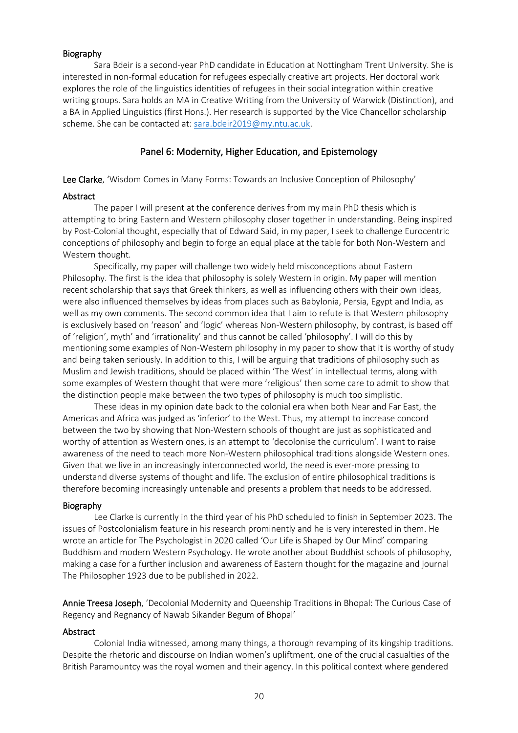### Biography

Sara Bdeir is a second-year PhD candidate in Education at Nottingham Trent University. She is interested in non-formal education for refugees especially creative art projects. Her doctoral work explores the role of the linguistics identities of refugees in their social integration within creative writing groups. Sara holds an MA in Creative Writing from the University of Warwick (Distinction), and a BA in Applied Linguistics (first Hons.). Her research is supported by the Vice Chancellor scholarship scheme. She can be contacted at: sara.bdeir2019@my.ntu.ac.uk.

## Panel 6: Modernity, Higher Education, and Epistemology

**Lee Clarke**, 'Wisdom Comes in Many Forms: Towards an Inclusive Conception of Philosophy'

### Abstract

The paper I will present at the conference derives from my main PhD thesis which is attempting to bring Eastern and Western philosophy closer together in understanding. Being inspired by Post-Colonial thought, especially that of Edward Said, in my paper, I seek to challenge Eurocentric conceptions of philosophy and begin to forge an equal place at the table for both Non-Western and Western thought.

Specifically, my paper will challenge two widely held misconceptions about Eastern Philosophy. The first is the idea that philosophy is solely Western in origin. My paper will mention recent scholarship that says that Greek thinkers, as well as influencing others with their own ideas, were also influenced themselves by ideas from places such as Babylonia, Persia, Egypt and India, as well as my own comments. The second common idea that I aim to refute is that Western philosophy is exclusively based on 'reason' and 'logic' whereas Non-Western philosophy, by contrast, is based off of 'religion', myth' and 'irrationality' and thus cannot be called 'philosophy'. I will do this by mentioning some examples of Non-Western philosophy in my paper to show that it is worthy of study and being taken seriously. In addition to this, I will be arguing that traditions of philosophy such as Muslim and Jewish traditions, should be placed within 'The West' in intellectual terms, along with some examples of Western thought that were more 'religious' then some care to admit to show that the distinction people make between the two types of philosophy is much too simplistic.

These ideas in my opinion date back to the colonial era when both Near and Far East, the Americas and Africa was judged as 'inferior' to the West. Thus, my attempt to increase concord between the two by showing that Non-Western schools of thought are just as sophisticated and worthy of attention as Western ones, is an attempt to 'decolonise the curriculum'. I want to raise awareness of the need to teach more Non-Western philosophical traditions alongside Western ones. Given that we live in an increasingly interconnected world, the need is ever-more pressing to understand diverse systems of thought and life. The exclusion of entire philosophical traditions is therefore becoming increasingly untenable and presents a problem that needs to be addressed.

### Biography

Lee Clarke is currently in the third year of his PhD scheduled to finish in September 2023. The issues of Postcolonialism feature in his research prominently and he is very interested in them. He wrote an article for The Psychologist in 2020 called 'Our Life is Shaped by Our Mind' comparing Buddhism and modern Western Psychology. He wrote another about Buddhist schools of philosophy, making a case for a further inclusion and awareness of Eastern thought for the magazine and journal The Philosopher 1923 due to be published in 2022.

**Annie Treesa Joseph**, 'Decolonial Modernity and Queenship Traditions in Bhopal: The Curious Case of Regency and Regnancy of Nawab Sikander Begum of Bhopal'

### Abstract

Colonial India witnessed, among many things, a thorough revamping of its kingship traditions. Despite the rhetoric and discourse on Indian women's upliftment, one of the crucial casualties of the British Paramountcy was the royal women and their agency. In this political context where gendered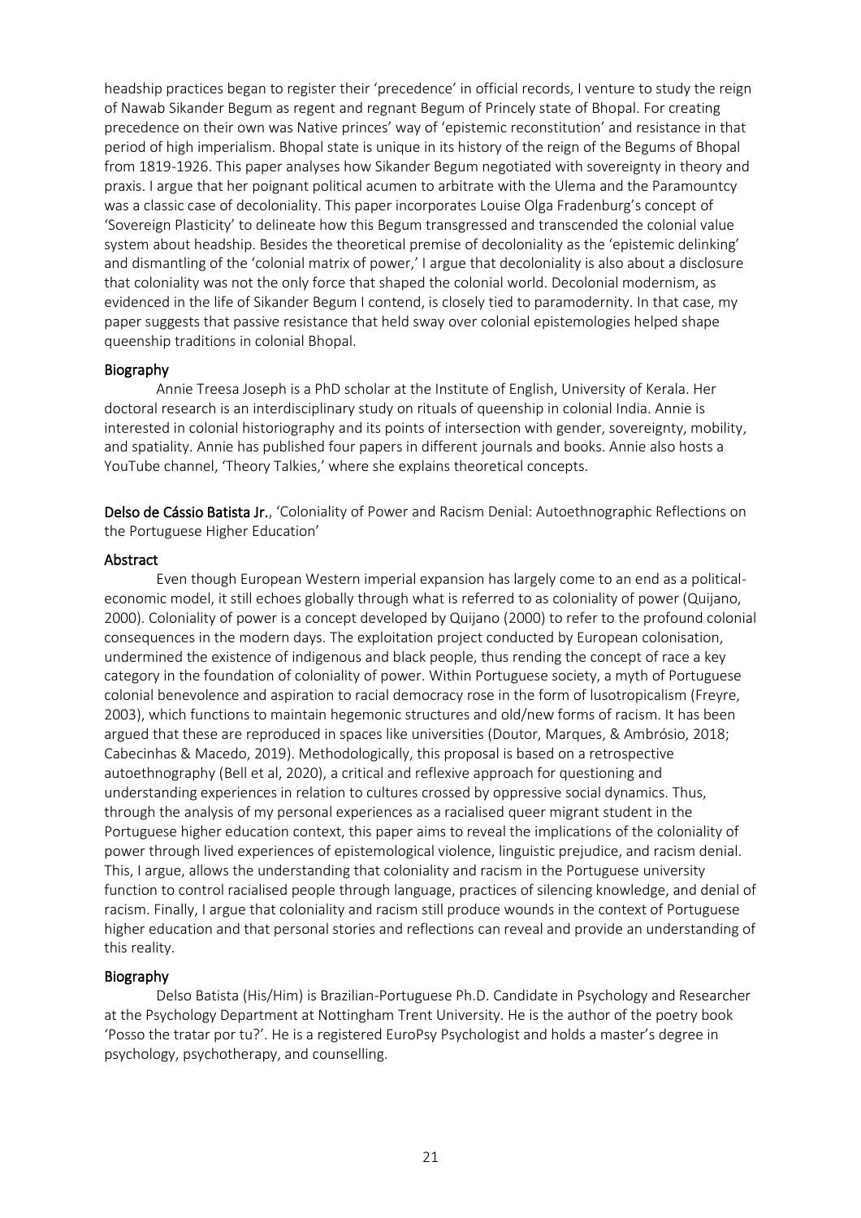headship practices began to register their 'precedence' in official records, I venture to study the reign of Nawab Sikander Begum as regent and regnant Begum of Princely state of Bhopal. For creating precedence on their own was Native princes' way of 'epistemic reconstitution' and resistance in that period of high imperialism. Bhopal state is unique in its history of the reign of the Begums of Bhopal from 1819-1926. This paper analyses how Sikander Begum negotiated with sovereignty in theory and praxis. I argue that her poignant political acumen to arbitrate with the Ulema and the Paramountcy was a classic case of decoloniality. This paper incorporates Louise Olga Fradenburg's concept of 'Sovereign Plasticity' to delineate how this Begum transgressed and transcended the colonial value system about headship. Besides the theoretical premise of decoloniality as the 'epistemic delinking' and dismantling of the 'colonial matrix of power,' I argue that decoloniality is also about a disclosure that coloniality was not the only force that shaped the colonial world. Decolonial modernism, as evidenced in the life of Sikander Begum I contend, is closely tied to paramodernity. In that case, my paper suggests that passive resistance that held sway over colonial epistemologies helped shape queenship traditions in colonial Bhopal.

### Biography

Annie Treesa Joseph is a PhD scholar at the Institute of English, University of Kerala. Her doctoral research is an interdisciplinary study on rituals of queenship in colonial India. Annie is interested in colonial historiography and its points of intersection with gender, sovereignty, mobility, and spatiality. Annie has published four papers in different journals and books. Annie also hosts a YouTube channel, 'Theory Talkies,' where she explains theoretical concepts.

**Delso de Cássio Batista Jr.**, 'Coloniality of Power and Racism Denial: Autoethnographic Reflections on the Portuguese Higher Education'

### Abstract

Even though European Western imperial expansion has largely come to an end as a political-economic model, it still echoes globally through what is referred to as coloniality of power (Quijano, 2000). Coloniality of power is a concept developed by Quijano (2000) to refer to the profound colonial consequences in the modern days. The exploitation project conducted by European colonisation, undermined the existence of indigenous and black people, thus rending the concept of race a key category in the foundation of coloniality of power. Within Portuguese society, a myth of Portuguese colonial benevolence and aspiration to racial democracy rose in the form of lusotropicalism (Freyre, 2003), which functions to maintain hegemonic structures and old/new forms of racism. It has been argued that these are reproduced in spaces like universities (Doutor, Marques, & Ambrósio, 2018; Cabecinhas & Macedo, 2019). Methodologically, this proposal is based on a retrospective autoethnography (Bell et al, 2020), a critical and reflexive approach for questioning and understanding experiences in relation to cultures crossed by oppressive social dynamics. Thus, through the analysis of my personal experiences as a racialised queer migrant student in the Portuguese higher education context, this paper aims to reveal the implications of the coloniality of power through lived experiences of epistemological violence, linguistic prejudice, and racism denial. This, I argue, allows the understanding that coloniality and racism in the Portuguese university function to control racialised people through language, practices of silencing knowledge, and denial of racism. Finally, I argue that coloniality and racism still produce wounds in the context of Portuguese higher education and that personal stories and reflections can reveal and provide an understanding of this reality.

### Biography

Delso Batista (His/Him) is Brazilian-Portuguese Ph.D. Candidate in Psychology and Researcher at the Psychology Department at Nottingham Trent University. He is the author of the poetry book 'Posso the tratar por tu?'. He is a registered EuroPsy Psychologist and holds a master's degree in psychology, psychotherapy, and counselling.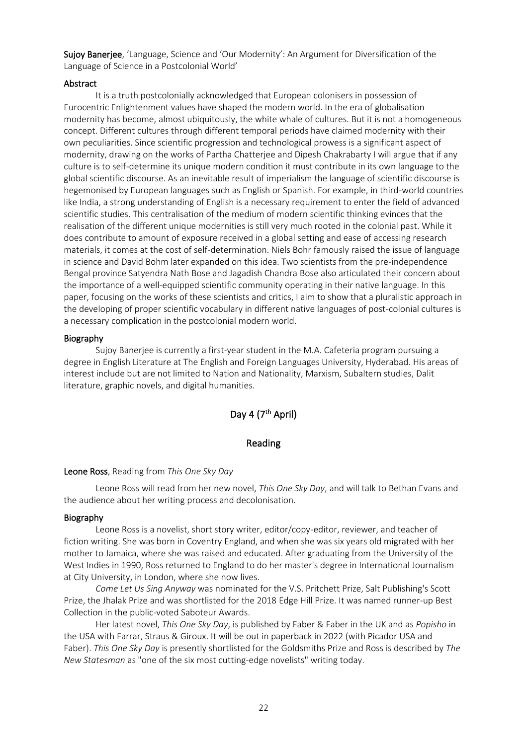**Sujoy Banerjee**, 'Language, Science and 'Our Modernity': An Argument for Diversification of the Language of Science in a Postcolonial World'

### Abstract

It is a truth postcolonially acknowledged that European colonisers in possession of Eurocentric Enlightenment values have shaped the modern world. In the era of globalisation modernity has become, almost ubiquitously, the white whale of cultures. But it is not a homogeneous concept. Different cultures through different temporal periods have claimed modernity with their own peculiarities. Since scientific progression and technological prowess is a significant aspect of modernity, drawing on the works of Partha Chatterjee and Dipesh Chakrabarty I will argue that if any culture is to self-determine its unique modern condition it must contribute in its own language to the global scientific discourse. As an inevitable result of imperialism the language of scientific discourse is hegemonised by European languages such as English or Spanish. For example, in third-world countries like India, a strong understanding of English is a necessary requirement to enter the field of advanced scientific studies. This centralisation of the medium of modern scientific thinking evinces that the realisation of the different unique modernities is still very much rooted in the colonial past. While it does contribute to amount of exposure received in a global setting and ease of accessing research materials, it comes at the cost of self-determination. Niels Bohr famously raised the issue of language in science and David Bohm later expanded on this idea. Two scientists from the pre-independence Bengal province Satyendra Nath Bose and Jagadish Chandra Bose also articulated their concern about the importance of a well-equipped scientific community operating in their native language. In this paper, focusing on the works of these scientists and critics, I aim to show that a pluralistic approach in the developing of proper scientific vocabulary in different native languages of post-colonial cultures is a necessary complication in the postcolonial modern world.

### Biography

Sujoy Banerjee is currently a first-year student in the M.A. Cafeteria program pursuing a degree in English Literature at The English and Foreign Languages University, Hyderabad. His areas of interest include but are not limited to Nation and Nationality, Marxism, Subaltern studies, Dalit literature, graphic novels, and digital humanities.

## Day 4 (7th April)

## Reading

**Leone Ross**, Reading from *This One Sky Day*

Leone Ross will read from her new novel, *This One Sky Day*, and will talk to Bethan Evans and the audience about her writing process and decolonisation.

### Biography

Leone Ross is a novelist, short story writer, editor/copy-editor, reviewer, and teacher of fiction writing. She was born in Coventry England, and when she was six years old migrated with her mother to Jamaica, where she was raised and educated. After graduating from the University of the West Indies in 1990, Ross returned to England to do her master's degree in International Journalism at City University, in London, where she now lives.

*Come Let Us Sing Anyway* was nominated for the V.S. Pritchett Prize, Salt Publishing's Scott Prize, the Jhalak Prize and was shortlisted for the 2018 Edge Hill Prize. It was named runner-up Best Collection in the public-voted Saboteur Awards.

Her latest novel, *This One Sky Day*, is published by Faber & Faber in the UK and as *Popisho* in the USA with Farrar, Straus & Giroux. It will be out in paperback in 2022 (with Picador USA and Faber). *This One Sky Day* is presently shortlisted for the Goldsmiths Prize and Ross is described by *The New Statesman* as "one of the six most cutting-edge novelists" writing today.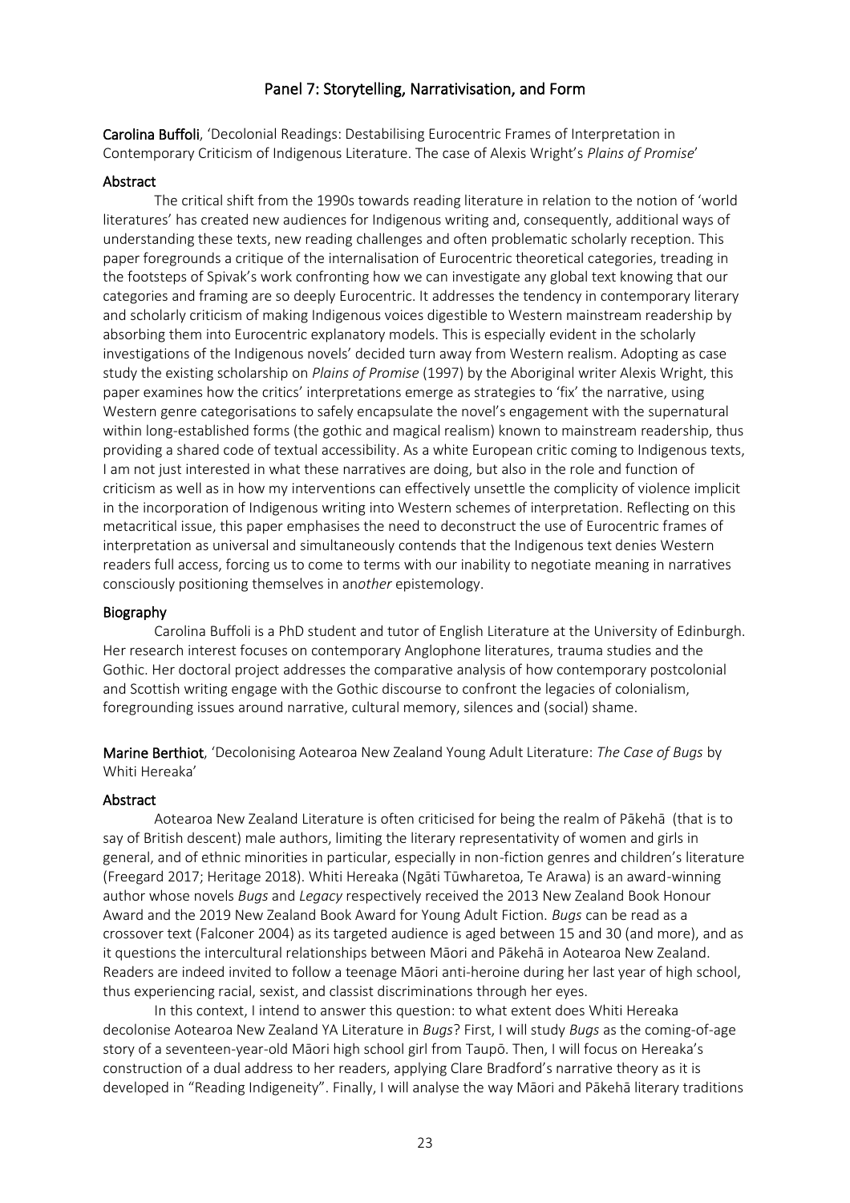## Panel 7: Storytelling, Narrativisation, and Form

**Carolina Buffoli**, 'Decolonial Readings: Destabilising Eurocentric Frames of Interpretation in Contemporary Criticism of Indigenous Literature. The case of Alexis Wright's *Plains of Promise*'

### Abstract

The critical shift from the 1990s towards reading literature in relation to the notion of 'world literatures' has created new audiences for Indigenous writing and, consequently, additional ways of understanding these texts, new reading challenges and often problematic scholarly reception. This paper foregrounds a critique of the internalisation of Eurocentric theoretical categories, treading in the footsteps of Spivak's work confronting how we can investigate any global text knowing that our categories and framing are so deeply Eurocentric. It addresses the tendency in contemporary literary and scholarly criticism of making Indigenous voices digestible to Western mainstream readership by absorbing them into Eurocentric explanatory models. This is especially evident in the scholarly investigations of the Indigenous novels' decided turn away from Western realism. Adopting as case study the existing scholarship on *Plains of Promise* (1997) by the Aboriginal writer Alexis Wright, this paper examines how the critics' interpretations emerge as strategies to 'fix' the narrative, using Western genre categorisations to safely encapsulate the novel's engagement with the supernatural within long-established forms (the gothic and magical realism) known to mainstream readership, thus providing a shared code of textual accessibility. As a white European critic coming to Indigenous texts, I am not just interested in what these narratives are doing, but also in the role and function of criticism as well as in how my interventions can effectively unsettle the complicity of violence implicit in the incorporation of Indigenous writing into Western schemes of interpretation. Reflecting on this metacritical issue, this paper emphasises the need to deconstruct the use of Eurocentric frames of interpretation as universal and simultaneously contends that the Indigenous text denies Western readers full access, forcing us to come to terms with our inability to negotiate meaning in narratives consciously positioning themselves in an*other* epistemology.

### Biography

Carolina Buffoli is a PhD student and tutor of English Literature at the University of Edinburgh. Her research interest focuses on contemporary Anglophone literatures, trauma studies and the Gothic. Her doctoral project addresses the comparative analysis of how contemporary postcolonial and Scottish writing engage with the Gothic discourse to confront the legacies of colonialism, foregrounding issues around narrative, cultural memory, silences and (social) shame.

**Marine Berthiot**, 'Decolonising Aotearoa New Zealand Young Adult Literature: *The Case of Bugs* by Whiti Hereaka'

### Abstract

Aotearoa New Zealand Literature is often criticised for being the realm of Pākehā (that is to say of British descent) male authors, limiting the literary representativity of women and girls in general, and of ethnic minorities in particular, especially in non-fiction genres and children's literature (Freegard 2017; Heritage 2018). Whiti Hereaka (Ngāti Tūwharetoa, Te Arawa) is an award-winning author whose novels *Bugs* and *Legacy* respectively received the 2013 New Zealand Book Honour Award and the 2019 New Zealand Book Award for Young Adult Fiction. *Bugs* can be read as a crossover text (Falconer 2004) as its targeted audience is aged between 15 and 30 (and more), and as it questions the intercultural relationships between Māori and Pākehā in Aotearoa New Zealand. Readers are indeed invited to follow a teenage Māori anti-heroine during her last year of high school, thus experiencing racial, sexist, and classist discriminations through her eyes.

In this context, I intend to answer this question: to what extent does Whiti Hereaka decolonise Aotearoa New Zealand YA Literature in *Bugs*? First, I will study *Bugs* as the coming-of-age story of a seventeen-year-old Māori high school girl from Taupō. Then, I will focus on Hereaka's construction of a dual address to her readers, applying Clare Bradford's narrative theory as it is developed in "Reading Indigeneity". Finally, I will analyse the way Māori and Pākehā literary traditions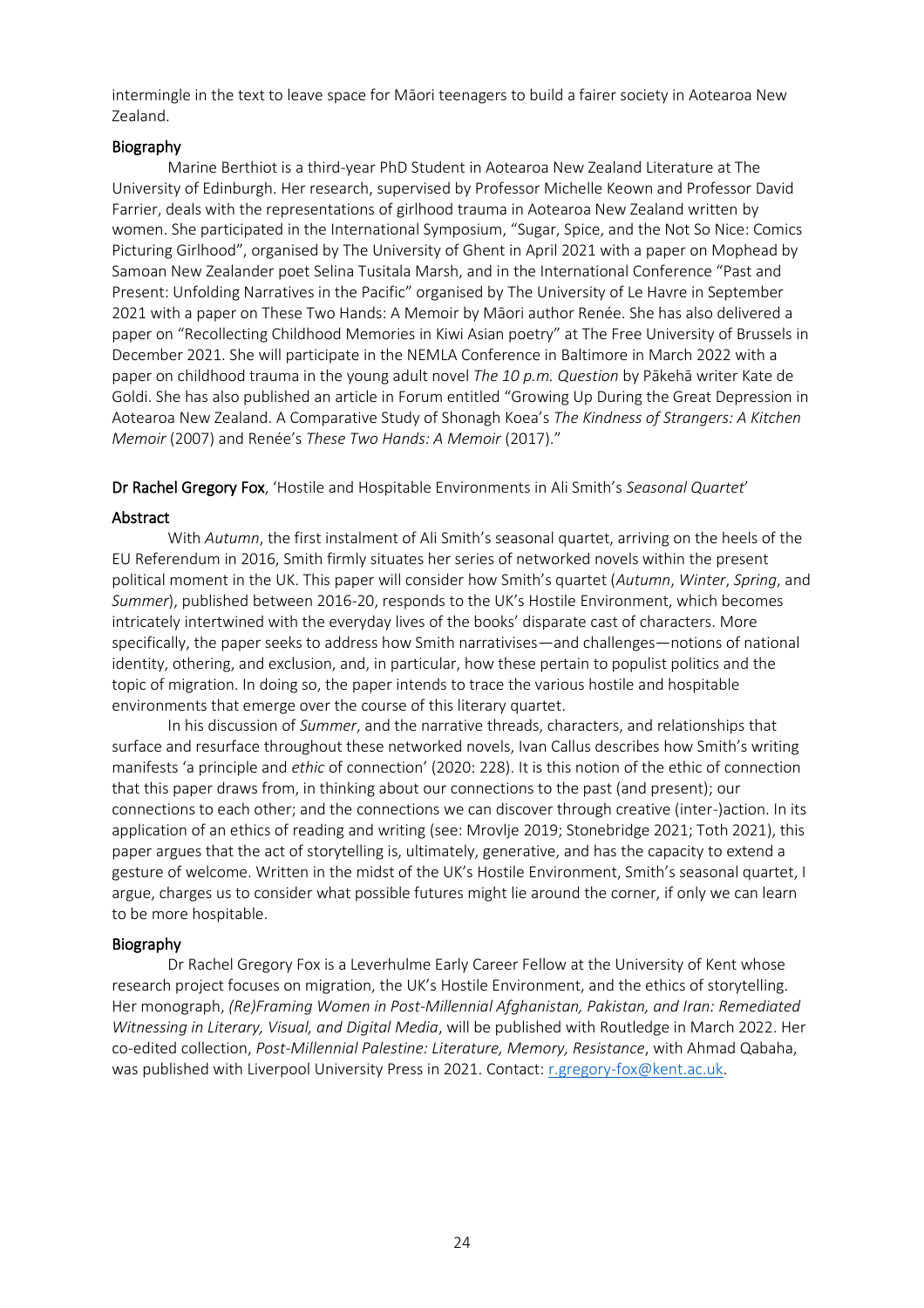intermingle in the text to leave space for Māori teenagers to build a fairer society in Aotearoa New Zealand.

### Biography

Marine Berthiot is a third-year PhD Student in Aotearoa New Zealand Literature at The University of Edinburgh. Her research, supervised by Professor Michelle Keown and Professor David Farrier, deals with the representations of girlhood trauma in Aotearoa New Zealand written by women. She participated in the International Symposium, "Sugar, Spice, and the Not So Nice: Comics Picturing Girlhood", organised by The University of Ghent in April 2021 with a paper on Mophead by Samoan New Zealander poet Selina Tusitala Marsh, and in the International Conference "Past and Present: Unfolding Narratives in the Pacific" organised by The University of Le Havre in September 2021 with a paper on These Two Hands: A Memoir by Māori author Renée. She has also delivered a paper on "Recollecting Childhood Memories in Kiwi Asian poetry" at The Free University of Brussels in December 2021. She will participate in the NEMLA Conference in Baltimore in March 2022 with a paper on childhood trauma in the young adult novel *The 10 p.m. Question* by Pākehā writer Kate de Goldi. She has also published an article in Forum entitled "Growing Up During the Great Depression in Aotearoa New Zealand. A Comparative Study of Shonagh Koea's *The Kindness of Strangers: A Kitchen Memoir* (2007) and Renée's *These Two Hands: A Memoir* (2017)."

**Dr Rachel Gregory Fox**, 'Hostile and Hospitable Environments in Ali Smith's *Seasonal Quartet*'

### Abstract

With *Autumn*, the first instalment of Ali Smith's seasonal quartet, arriving on the heels of the EU Referendum in 2016, Smith firmly situates her series of networked novels within the present political moment in the UK. This paper will consider how Smith's quartet (*Autumn*, *Winter*, *Spring*, and *Summer*), published between 2016-20, responds to the UK's Hostile Environment, which becomes intricately intertwined with the everyday lives of the books' disparate cast of characters. More specifically, the paper seeks to address how Smith narrativises—and challenges—notions of national identity, othering, and exclusion, and, in particular, how these pertain to populist politics and the topic of migration. In doing so, the paper intends to trace the various hostile and hospitable environments that emerge over the course of this literary quartet.

In his discussion of *Summer*, and the narrative threads, characters, and relationships that surface and resurface throughout these networked novels, Ivan Callus describes how Smith's writing manifests 'a principle and *ethic* of connection' (2020: 228). It is this notion of the ethic of connection that this paper draws from, in thinking about our connections to the past (and present); our connections to each other; and the connections we can discover through creative (inter-)action. In its application of an ethics of reading and writing (see: Mrovlje 2019; Stonebridge 2021; Toth 2021), this paper argues that the act of storytelling is, ultimately, generative, and has the capacity to extend a gesture of welcome. Written in the midst of the UK's Hostile Environment, Smith's seasonal quartet, I argue, charges us to consider what possible futures might lie around the corner, if only we can learn to be more hospitable.

### Biography

Dr Rachel Gregory Fox is a Leverhulme Early Career Fellow at the University of Kent whose research project focuses on migration, the UK's Hostile Environment, and the ethics of storytelling. Her monograph, *(Re)Framing Women in Post-Millennial Afghanistan, Pakistan, and Iran: Remediated Witnessing in Literary, Visual, and Digital Media*, will be published with Routledge in March 2022. Her co-edited collection, *Post-Millennial Palestine: Literature, Memory, Resistance*, with Ahmad Qabaha, was published with Liverpool University Press in 2021. Contact: r.gregory-fox@kent.ac.uk.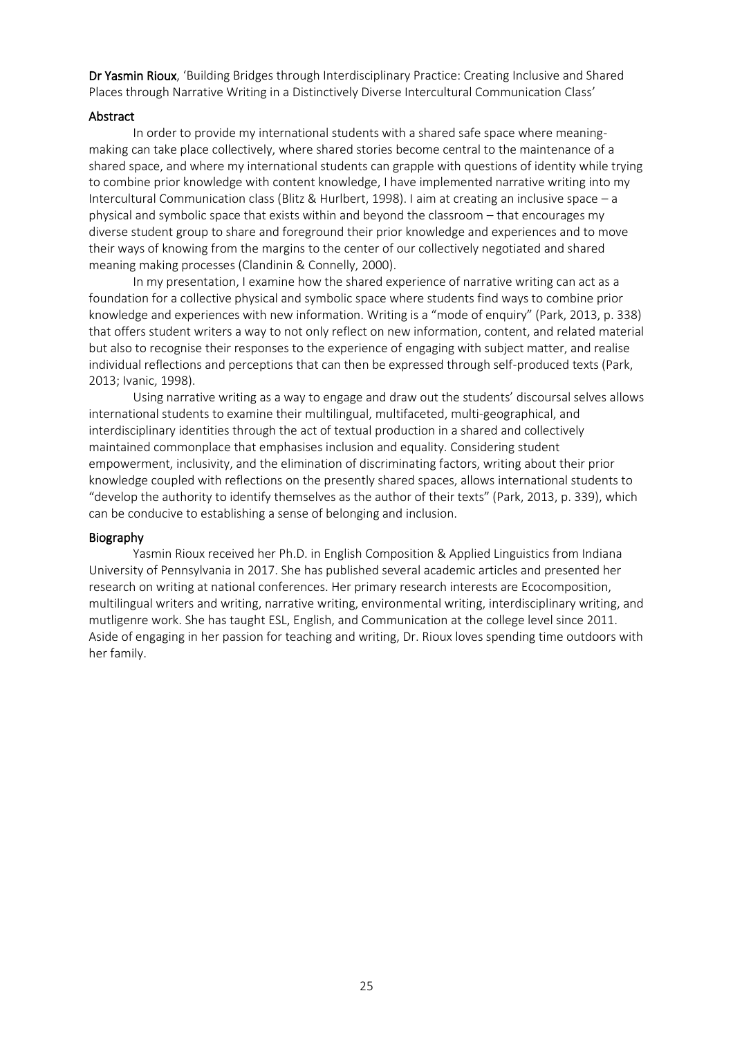**Dr Yasmin Rioux**, 'Building Bridges through Interdisciplinary Practice: Creating Inclusive and Shared Places through Narrative Writing in a Distinctively Diverse Intercultural Communication Class'

### Abstract

In order to provide my international students with a shared safe space where meaning-making can take place collectively, where shared stories become central to the maintenance of a shared space, and where my international students can grapple with questions of identity while trying to combine prior knowledge with content knowledge, I have implemented narrative writing into my Intercultural Communication class (Blitz & Hurlbert, 1998). I aim at creating an inclusive space – a physical and symbolic space that exists within and beyond the classroom – that encourages my diverse student group to share and foreground their prior knowledge and experiences and to move their ways of knowing from the margins to the center of our collectively negotiated and shared meaning making processes (Clandinin & Connelly, 2000).

In my presentation, I examine how the shared experience of narrative writing can act as a foundation for a collective physical and symbolic space where students find ways to combine prior knowledge and experiences with new information. Writing is a "mode of enquiry" (Park, 2013, p. 338) that offers student writers a way to not only reflect on new information, content, and related material but also to recognise their responses to the experience of engaging with subject matter, and realise individual reflections and perceptions that can then be expressed through self-produced texts (Park, 2013; Ivanic, 1998).

Using narrative writing as a way to engage and draw out the students' discoursal selves allows international students to examine their multilingual, multifaceted, multi-geographical, and interdisciplinary identities through the act of textual production in a shared and collectively maintained commonplace that emphasises inclusion and equality. Considering student empowerment, inclusivity, and the elimination of discriminating factors, writing about their prior knowledge coupled with reflections on the presently shared spaces, allows international students to "develop the authority to identify themselves as the author of their texts" (Park, 2013, p. 339), which can be conducive to establishing a sense of belonging and inclusion.

### Biography

Yasmin Rioux received her Ph.D. in English Composition & Applied Linguistics from Indiana University of Pennsylvania in 2017. She has published several academic articles and presented her research on writing at national conferences. Her primary research interests are Ecocomposition, multilingual writers and writing, narrative writing, environmental writing, interdisciplinary writing, and mutligenre work. She has taught ESL, English, and Communication at the college level since 2011. Aside of engaging in her passion for teaching and writing, Dr. Rioux loves spending time outdoors with her family.